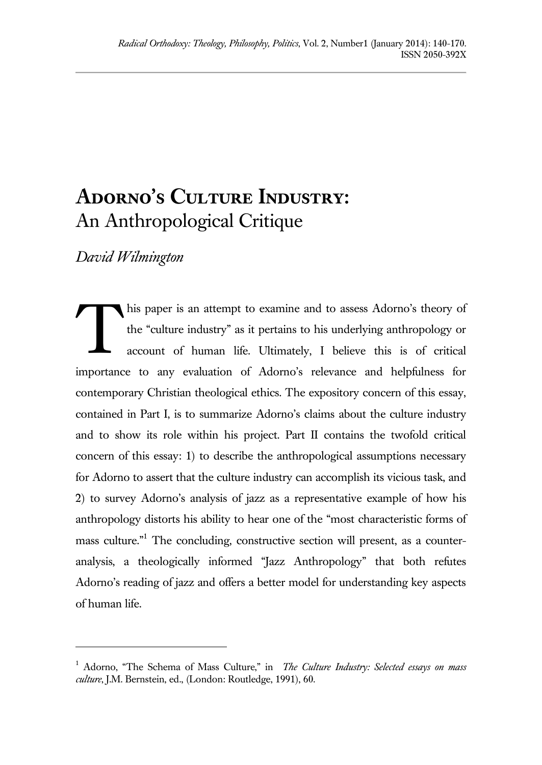# Adorno's Culture Industry: An Anthropological Critique

*David Wilmington*

This paper is an attempt to examine and to assess Adorno's theory of the "culture industry" as it pertains to his underlying anthropology or account of human life. Ultimately, I believe this is of critical importance to any evaluation of Adorno's relevance and helpfulness for contemporary Christian theological ethics. The expository concern of this essay, contained in Part I, is to summarize Adorno's claims about the culture industry and to show its role within his project. Part II contains the twofold critical concern of this essay: 1) to describe the anthropological assumptions necessary for Adorno to assert that the culture industry can accomplish its vicious task, and 2) to survey Adorno's analysis of jazz as a representative example of how his anthropology distorts his ability to hear one of the "most characteristic forms of mass culture."[1] The concluding, constructive section will present, as a counter-analysis, a theologically informed "Jazz Anthropology" that both refutes Adorno's reading of jazz and offers a better model for understanding key aspects of human life.

---

[1] Adorno, "The Schema of Mass Culture," in *The Culture Industry: Selected essays on mass culture*, J.M. Bernstein, ed., (London: Routledge, 1991), 60.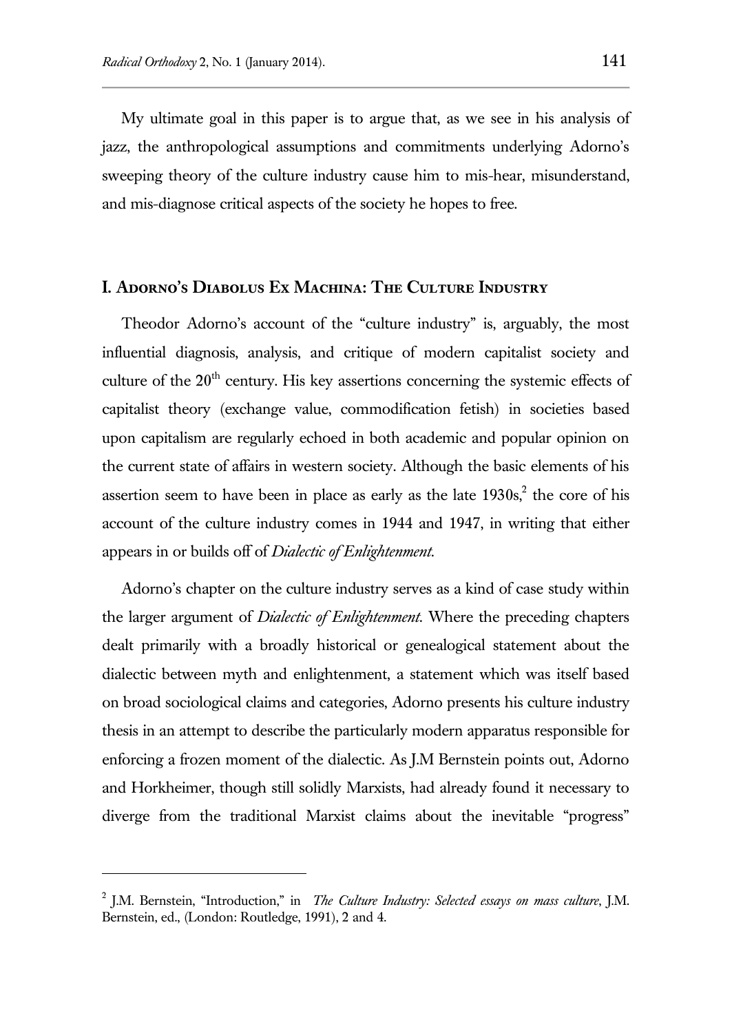My ultimate goal in this paper is to argue that, as we see in his analysis of jazz, the anthropological assumptions and commitments underlying Adorno's sweeping theory of the culture industry cause him to mis-hear, misunderstand, and mis-diagnose critical aspects of the society he hopes to free.

## I. Adorno's Diabolus Ex Machina: The Culture Industry

Theodor Adorno's account of the "culture industry" is, arguably, the most influential diagnosis, analysis, and critique of modern capitalist society and culture of the 20th century. His key assertions concerning the systemic effects of capitalist theory (exchange value, commodification fetish) in societies based upon capitalism are regularly echoed in both academic and popular opinion on the current state of affairs in western society. Although the basic elements of his assertion seem to have been in place as early as the late 1930s,[2] the core of his account of the culture industry comes in 1944 and 1947, in writing that either appears in or builds off of *Dialectic of Enlightenment.*

Adorno's chapter on the culture industry serves as a kind of case study within the larger argument of *Dialectic of Enlightenment.* Where the preceding chapters dealt primarily with a broadly historical or genealogical statement about the dialectic between myth and enlightenment, a statement which was itself based on broad sociological claims and categories, Adorno presents his culture industry thesis in an attempt to describe the particularly modern apparatus responsible for enforcing a frozen moment of the dialectic. As J.M Bernstein points out, Adorno and Horkheimer, though still solidly Marxists, had already found it necessary to diverge from the traditional Marxist claims about the inevitable "progress"

---

[2] J.M. Bernstein, "Introduction," in *The Culture Industry: Selected essays on mass culture*, J.M. Bernstein, ed., (London: Routledge, 1991), 2 and 4.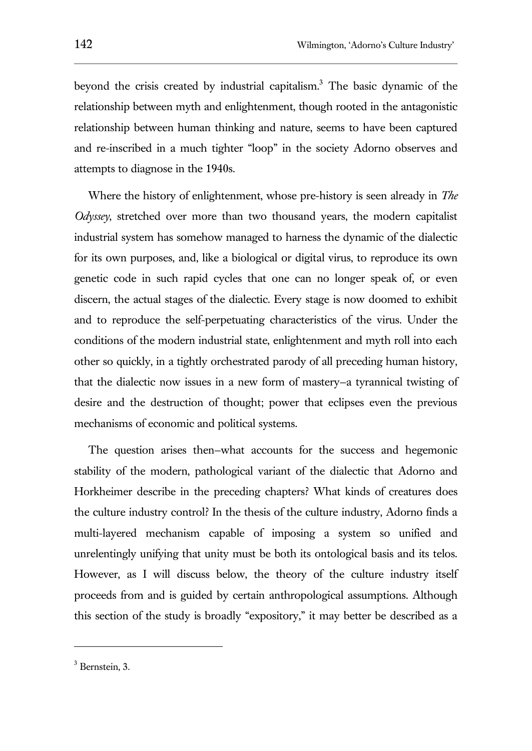beyond the crisis created by industrial capitalism.[3] The basic dynamic of the relationship between myth and enlightenment, though rooted in the antagonistic relationship between human thinking and nature, seems to have been captured and re-inscribed in a much tighter "loop" in the society Adorno observes and attempts to diagnose in the 1940s.

Where the history of enlightenment, whose pre-history is seen already in *The Odyssey*, stretched over more than two thousand years, the modern capitalist industrial system has somehow managed to harness the dynamic of the dialectic for its own purposes, and, like a biological or digital virus, to reproduce its own genetic code in such rapid cycles that one can no longer speak of, or even discern, the actual stages of the dialectic. Every stage is now doomed to exhibit and to reproduce the self-perpetuating characteristics of the virus. Under the conditions of the modern industrial state, enlightenment and myth roll into each other so quickly, in a tightly orchestrated parody of all preceding human history, that the dialectic now issues in a new form of mastery—a tyrannical twisting of desire and the destruction of thought; power that eclipses even the previous mechanisms of economic and political systems.

The question arises then—what accounts for the success and hegemonic stability of the modern, pathological variant of the dialectic that Adorno and Horkheimer describe in the preceding chapters? What kinds of creatures does the culture industry control? In the thesis of the culture industry, Adorno finds a multi-layered mechanism capable of imposing a system so unified and unrelentingly unifying that unity must be both its ontological basis and its telos. However, as I will discuss below, the theory of the culture industry itself proceeds from and is guided by certain anthropological assumptions. Although this section of the study is broadly "expository," it may better be described as a

---

[3] Bernstein, 3.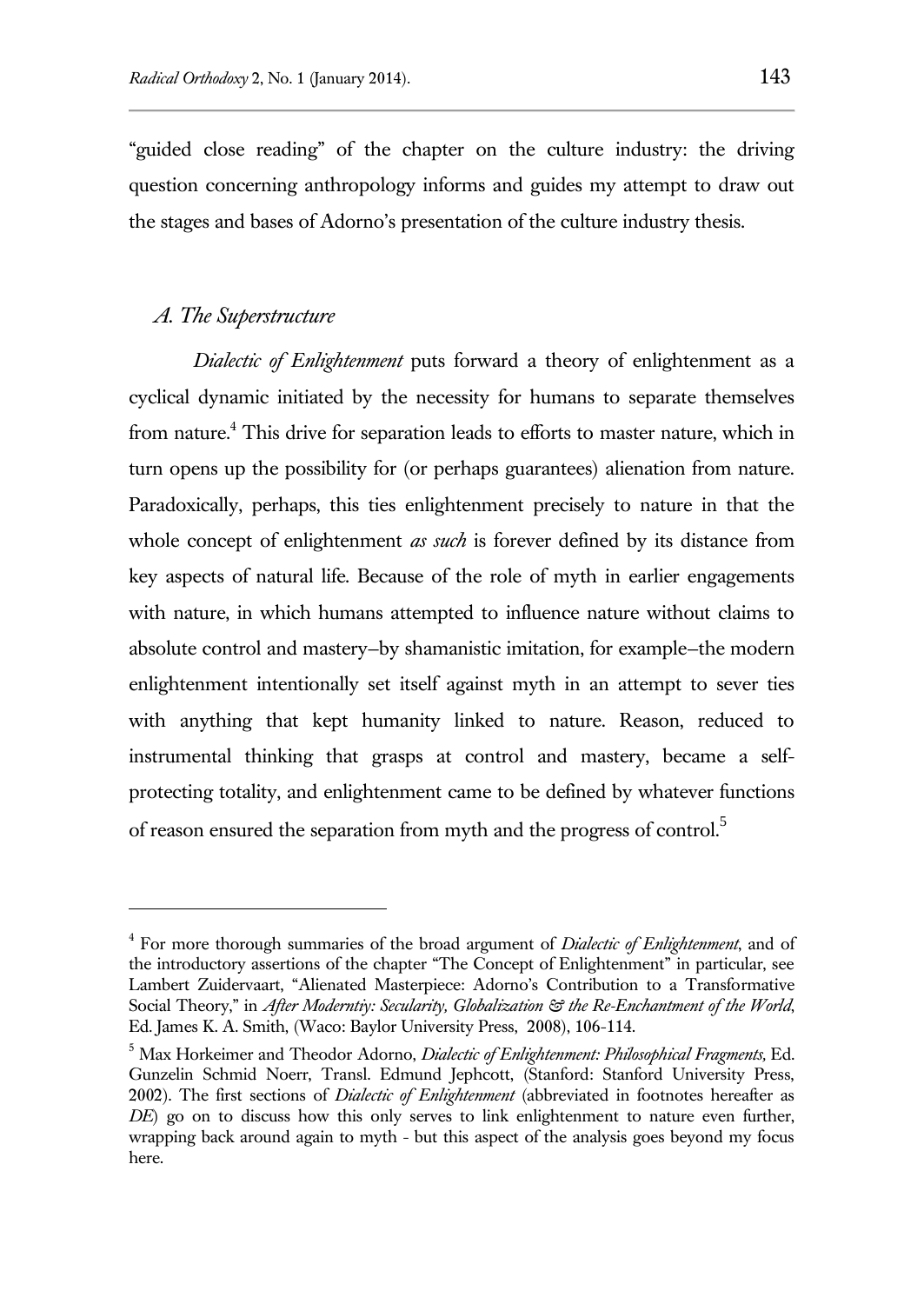"guided close reading" of the chapter on the culture industry: the driving question concerning anthropology informs and guides my attempt to draw out the stages and bases of Adorno's presentation of the culture industry thesis.

### *A. The Superstructure*

*Dialectic of Enlightenment* puts forward a theory of enlightenment as a cyclical dynamic initiated by the necessity for humans to separate themselves from nature.[4] This drive for separation leads to efforts to master nature, which in turn opens up the possibility for (or perhaps guarantees) alienation from nature. Paradoxically, perhaps, this ties enlightenment precisely to nature in that the whole concept of enlightenment *as such* is forever defined by its distance from key aspects of natural life. Because of the role of myth in earlier engagements with nature, in which humans attempted to influence nature without claims to absolute control and mastery–by shamanistic imitation, for example–the modern enlightenment intentionally set itself against myth in an attempt to sever ties with anything that kept humanity linked to nature. Reason, reduced to instrumental thinking that grasps at control and mastery, became a self-protecting totality, and enlightenment came to be defined by whatever functions of reason ensured the separation from myth and the progress of control.[5]

---

[4] For more thorough summaries of the broad argument of *Dialectic of Enlightenment*, and of the introductory assertions of the chapter "The Concept of Enlightenment" in particular, see Lambert Zuidervaart, "Alienated Masterpiece: Adorno's Contribution to a Transformative Social Theory," in *After Moderntiy: Secularity, Globalization & the Re-Enchantment of the World*, Ed. James K. A. Smith, (Waco: Baylor University Press, 2008), 106-114.

[5] Max Horkeimer and Theodor Adorno, *Dialectic of Enlightenment: Philosophical Fragments*, Ed. Gunzelin Schmid Noerr, Transl. Edmund Jephcott, (Stanford: Stanford University Press, 2002). The first sections of *Dialectic of Enlightenment* (abbreviated in footnotes hereafter as *DE*) go on to discuss how this only serves to link enlightenment to nature even further, wrapping back around again to myth - but this aspect of the analysis goes beyond my focus here.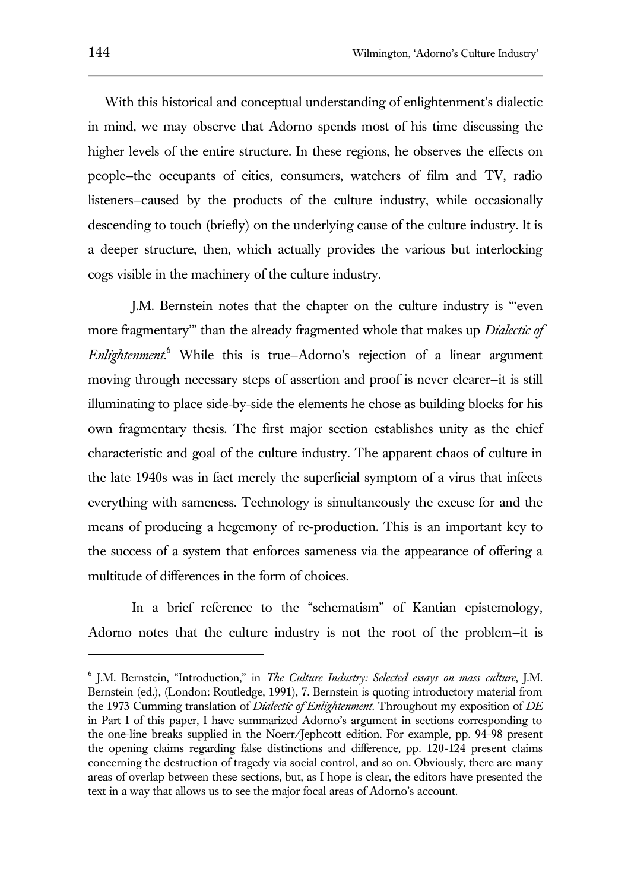With this historical and conceptual understanding of enlightenment's dialectic in mind, we may observe that Adorno spends most of his time discussing the higher levels of the entire structure. In these regions, he observes the effects on people–the occupants of cities, consumers, watchers of film and TV, radio listeners–caused by the products of the culture industry, while occasionally descending to touch (briefly) on the underlying cause of the culture industry. It is a deeper structure, then, which actually provides the various but interlocking cogs visible in the machinery of the culture industry.

J.M. Bernstein notes that the chapter on the culture industry is "'even more fragmentary'" than the already fragmented whole that makes up *Dialectic of Enlightenment*.[6] While this is true–Adorno's rejection of a linear argument moving through necessary steps of assertion and proof is never clearer–it is still illuminating to place side-by-side the elements he chose as building blocks for his own fragmentary thesis. The first major section establishes unity as the chief characteristic and goal of the culture industry. The apparent chaos of culture in the late 1940s was in fact merely the superficial symptom of a virus that infects everything with sameness. Technology is simultaneously the excuse for and the means of producing a hegemony of re-production. This is an important key to the success of a system that enforces sameness via the appearance of offering a multitude of differences in the form of choices.

In a brief reference to the "schematism" of Kantian epistemology, Adorno notes that the culture industry is not the root of the problem–it is

---

[6] J.M. Bernstein, "Introduction," in *The Culture Industry: Selected essays on mass culture*, J.M. Bernstein (ed.), (London: Routledge, 1991), 7. Bernstein is quoting introductory material from the 1973 Cumming translation of *Dialectic of Enlightenment*. Throughout my exposition of *DE* in Part I of this paper, I have summarized Adorno's argument in sections corresponding to the one-line breaks supplied in the Noerr/Jephcott edition. For example, pp. 94-98 present the opening claims regarding false distinctions and difference, pp. 120-124 present claims concerning the destruction of tragedy via social control, and so on. Obviously, there are many areas of overlap between these sections, but, as I hope is clear, the editors have presented the text in a way that allows us to see the major focal areas of Adorno's account.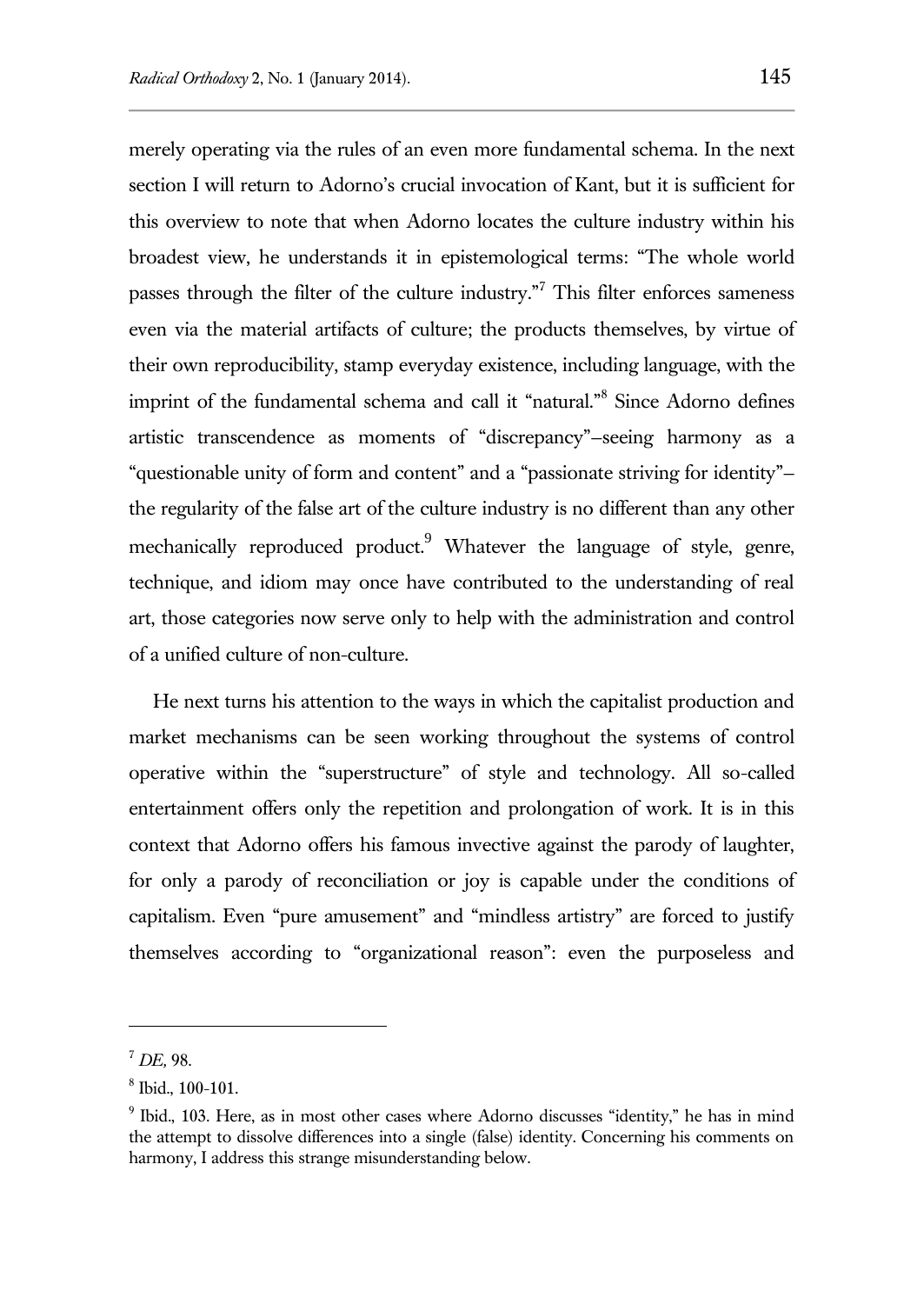merely operating via the rules of an even more fundamental schema. In the next section I will return to Adorno's crucial invocation of Kant, but it is sufficient for this overview to note that when Adorno locates the culture industry within his broadest view, he understands it in epistemological terms: "The whole world passes through the filter of the culture industry."[7] This filter enforces sameness even via the material artifacts of culture; the products themselves, by virtue of their own reproducibility, stamp everyday existence, including language, with the imprint of the fundamental schema and call it "natural."[8] Since Adorno defines artistic transcendence as moments of "discrepancy"—seeing harmony as a "questionable unity of form and content" and a "passionate striving for identity"—the regularity of the false art of the culture industry is no different than any other mechanically reproduced product.[9] Whatever the language of style, genre, technique, and idiom may once have contributed to the understanding of real art, those categories now serve only to help with the administration and control of a unified culture of non-culture.

He next turns his attention to the ways in which the capitalist production and market mechanisms can be seen working throughout the systems of control operative within the "superstructure" of style and technology. All so-called entertainment offers only the repetition and prolongation of work. It is in this context that Adorno offers his famous invective against the parody of laughter, for only a parody of reconciliation or joy is capable under the conditions of capitalism. Even "pure amusement" and "mindless artistry" are forced to justify themselves according to "organizational reason": even the purposeless and

---

[7] *DE,* 98.

[8] Ibid., 100-101.

[9] Ibid., 103. Here, as in most other cases where Adorno discusses "identity," he has in mind the attempt to dissolve differences into a single (false) identity. Concerning his comments on harmony, I address this strange misunderstanding below.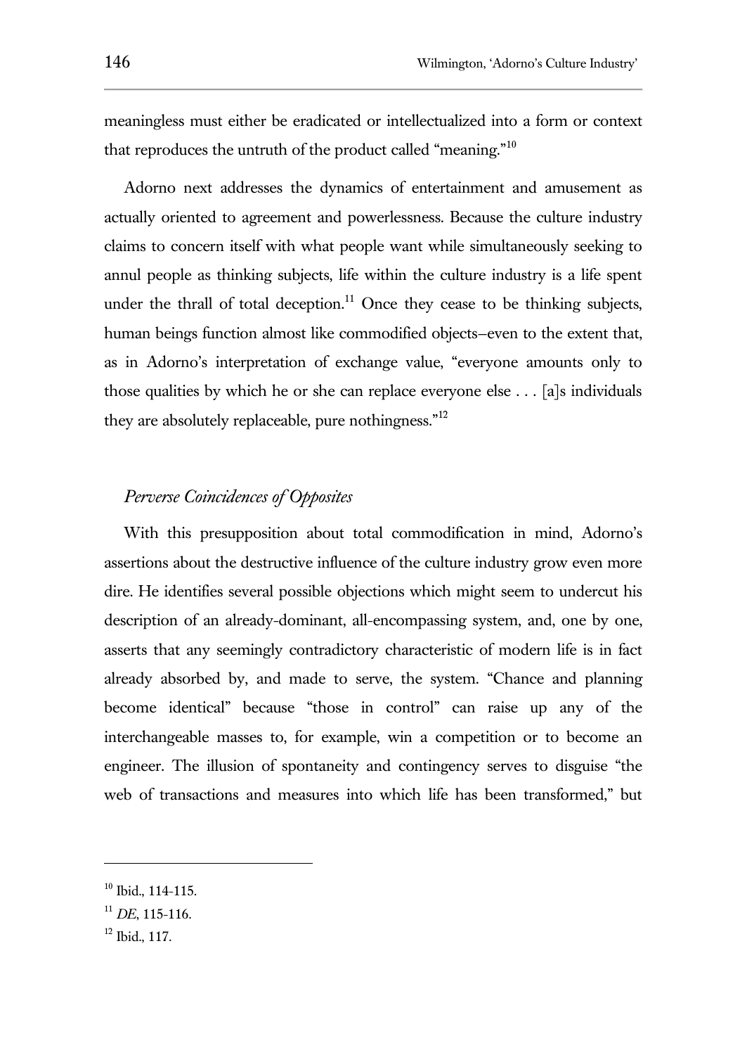meaningless must either be eradicated or intellectualized into a form or context that reproduces the untruth of the product called "meaning."[10]

Adorno next addresses the dynamics of entertainment and amusement as actually oriented to agreement and powerlessness. Because the culture industry claims to concern itself with what people want while simultaneously seeking to annul people as thinking subjects, life within the culture industry is a life spent under the thrall of total deception.[11] Once they cease to be thinking subjects, human beings function almost like commodified objects—even to the extent that, as in Adorno's interpretation of exchange value, "everyone amounts only to those qualities by which he or she can replace everyone else . . . [a]s individuals they are absolutely replaceable, pure nothingness."[12]

### *Perverse Coincidences of Opposites*

With this presupposition about total commodification in mind, Adorno's assertions about the destructive influence of the culture industry grow even more dire. He identifies several possible objections which might seem to undercut his description of an already-dominant, all-encompassing system, and, one by one, asserts that any seemingly contradictory characteristic of modern life is in fact already absorbed by, and made to serve, the system. "Chance and planning become identical" because "those in control" can raise up any of the interchangeable masses to, for example, win a competition or to become an engineer. The illusion of spontaneity and contingency serves to disguise "the web of transactions and measures into which life has been transformed," but

---

[10] Ibid., 114-115.

[11] *DE*, 115-116.

[12] Ibid., 117.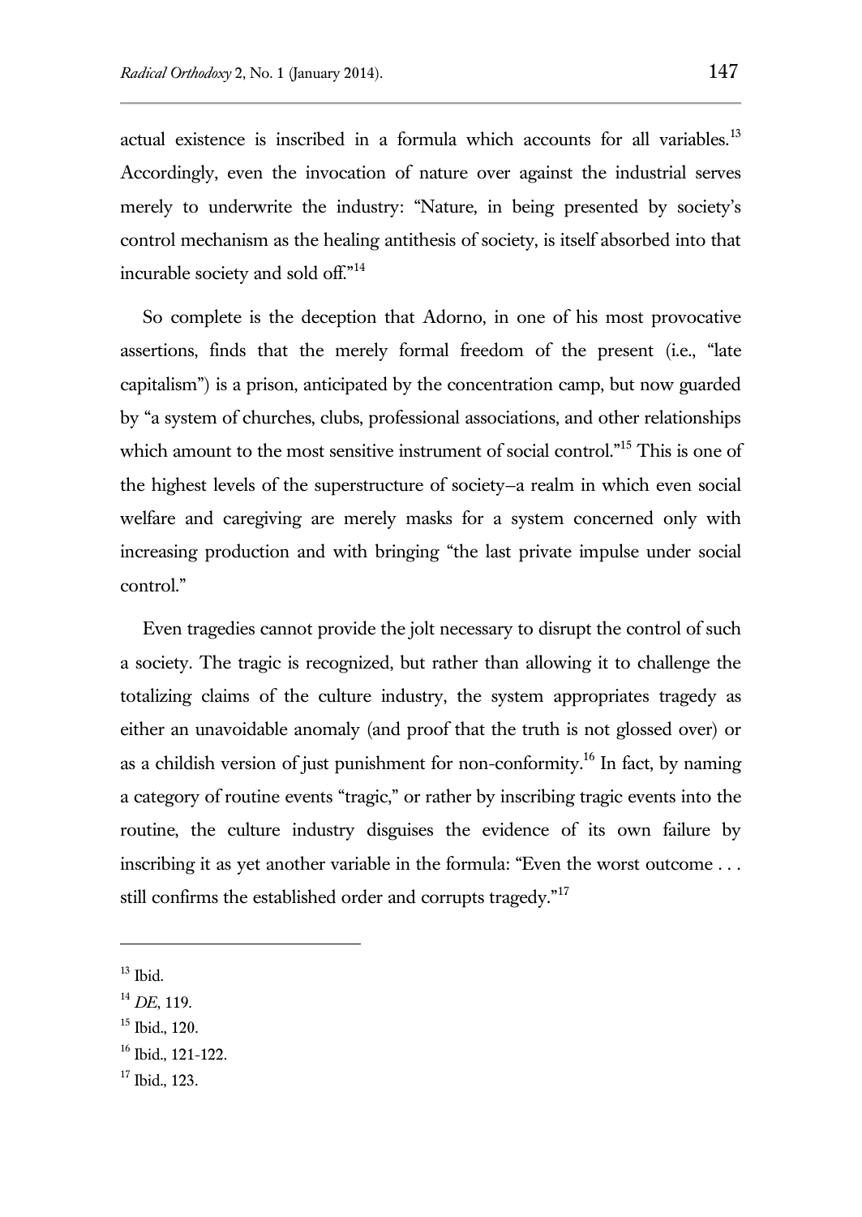actual existence is inscribed in a formula which accounts for all variables.[13] Accordingly, even the invocation of nature over against the industrial serves merely to underwrite the industry: "Nature, in being presented by society's control mechanism as the healing antithesis of society, is itself absorbed into that incurable society and sold off."[14]

So complete is the deception that Adorno, in one of his most provocative assertions, finds that the merely formal freedom of the present (i.e., "late capitalism") is a prison, anticipated by the concentration camp, but now guarded by "a system of churches, clubs, professional associations, and other relationships which amount to the most sensitive instrument of social control."[15] This is one of the highest levels of the superstructure of society—a realm in which even social welfare and caregiving are merely masks for a system concerned only with increasing production and with bringing "the last private impulse under social control."

Even tragedies cannot provide the jolt necessary to disrupt the control of such a society. The tragic is recognized, but rather than allowing it to challenge the totalizing claims of the culture industry, the system appropriates tragedy as either an unavoidable anomaly (and proof that the truth is not glossed over) or as a childish version of just punishment for non-conformity.[16] In fact, by naming a category of routine events "tragic," or rather by inscribing tragic events into the routine, the culture industry disguises the evidence of its own failure by inscribing it as yet another variable in the formula: "Even the worst outcome . . . still confirms the established order and corrupts tragedy."[17]

---

[13] Ibid.

[14] *DE*, 119.

[15] Ibid., 120.

[16] Ibid., 121-122.

[17] Ibid., 123.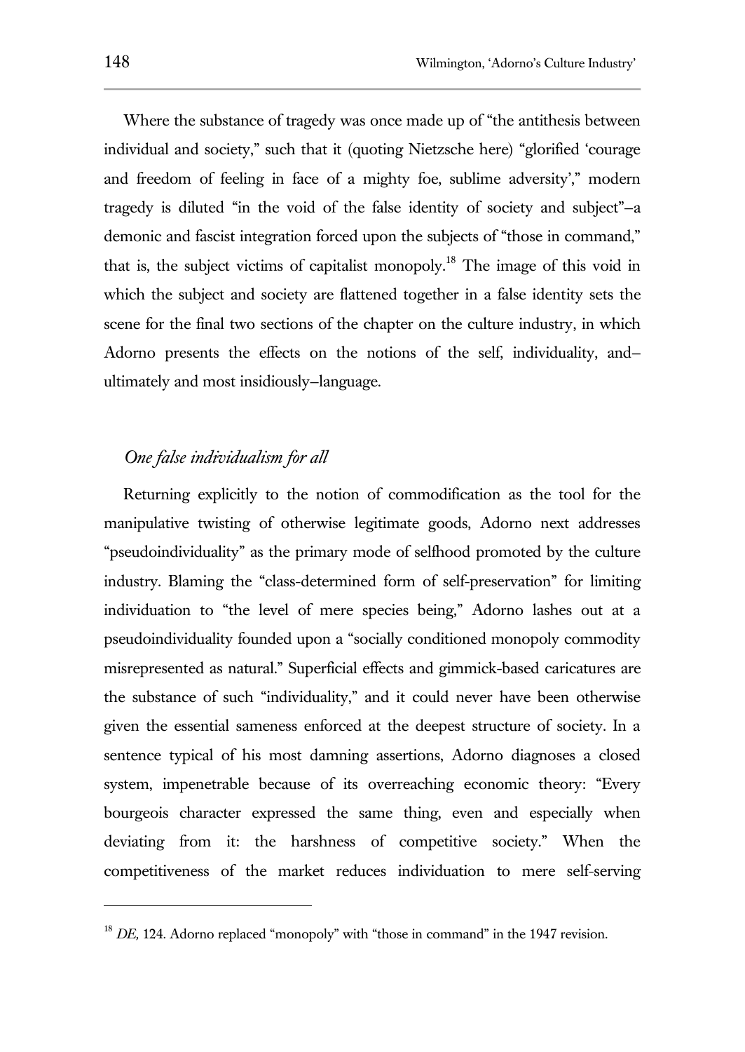Where the substance of tragedy was once made up of "the antithesis between individual and society," such that it (quoting Nietzsche here) "glorified 'courage and freedom of feeling in face of a mighty foe, sublime adversity'," modern tragedy is diluted "in the void of the false identity of society and subject"–a demonic and fascist integration forced upon the subjects of "those in command," that is, the subject victims of capitalist monopoly.[18] The image of this void in which the subject and society are flattened together in a false identity sets the scene for the final two sections of the chapter on the culture industry, in which Adorno presents the effects on the notions of the self, individuality, and–ultimately and most insidiously–language.

## *One false individualism for all*

Returning explicitly to the notion of commodification as the tool for the manipulative twisting of otherwise legitimate goods, Adorno next addresses "pseudoindividuality" as the primary mode of selfhood promoted by the culture industry. Blaming the "class-determined form of self-preservation" for limiting individuation to "the level of mere species being," Adorno lashes out at a pseudoindividuality founded upon a "socially conditioned monopoly commodity misrepresented as natural." Superficial effects and gimmick-based caricatures are the substance of such "individuality," and it could never have been otherwise given the essential sameness enforced at the deepest structure of society. In a sentence typical of his most damning assertions, Adorno diagnoses a closed system, impenetrable because of its overreaching economic theory: "Every bourgeois character expressed the same thing, even and especially when deviating from it: the harshness of competitive society." When the competitiveness of the market reduces individuation to mere self-serving

---

[18] *DE,* 124. Adorno replaced "monopoly" with "those in command" in the 1947 revision.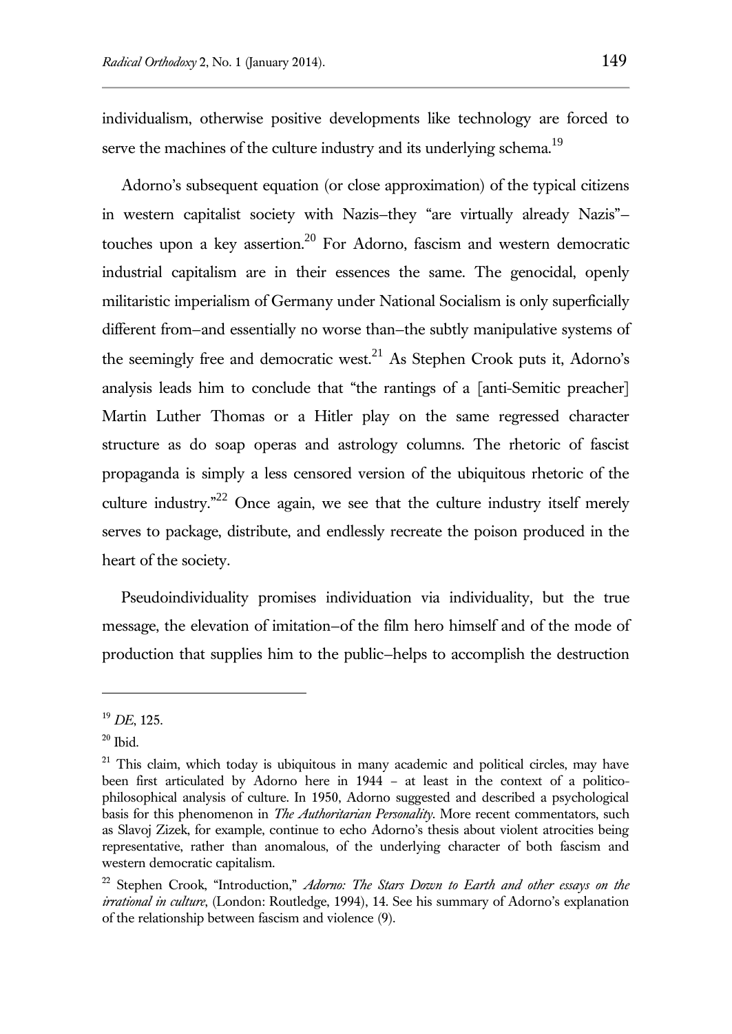individualism, otherwise positive developments like technology are forced to serve the machines of the culture industry and its underlying schema.[19]

Adorno's subsequent equation (or close approximation) of the typical citizens in western capitalist society with Nazis–they "are virtually already Nazis"–touches upon a key assertion.[20] For Adorno, fascism and western democratic industrial capitalism are in their essences the same. The genocidal, openly militaristic imperialism of Germany under National Socialism is only superficially different from–and essentially no worse than–the subtly manipulative systems of the seemingly free and democratic west.[21] As Stephen Crook puts it, Adorno's analysis leads him to conclude that "the rantings of a [anti-Semitic preacher] Martin Luther Thomas or a Hitler play on the same regressed character structure as do soap operas and astrology columns. The rhetoric of fascist propaganda is simply a less censored version of the ubiquitous rhetoric of the culture industry."[22] Once again, we see that the culture industry itself merely serves to package, distribute, and endlessly recreate the poison produced in the heart of the society.

Pseudoindividuality promises individuation via individuality, but the true message, the elevation of imitation–of the film hero himself and of the mode of production that supplies him to the public–helps to accomplish the destruction

---

[19] *DE*, 125.

[20] Ibid.

[21] This claim, which today is ubiquitous in many academic and political circles, may have been first articulated by Adorno here in 1944 – at least in the context of a politico-philosophical analysis of culture. In 1950, Adorno suggested and described a psychological basis for this phenomenon in *The Authoritarian Personality*. More recent commentators, such as Slavoj Zizek, for example, continue to echo Adorno's thesis about violent atrocities being representative, rather than anomalous, of the underlying character of both fascism and western democratic capitalism.

[22] Stephen Crook, "Introduction," *Adorno: The Stars Down to Earth and other essays on the irrational in culture*, (London: Routledge, 1994), 14. See his summary of Adorno's explanation of the relationship between fascism and violence (9).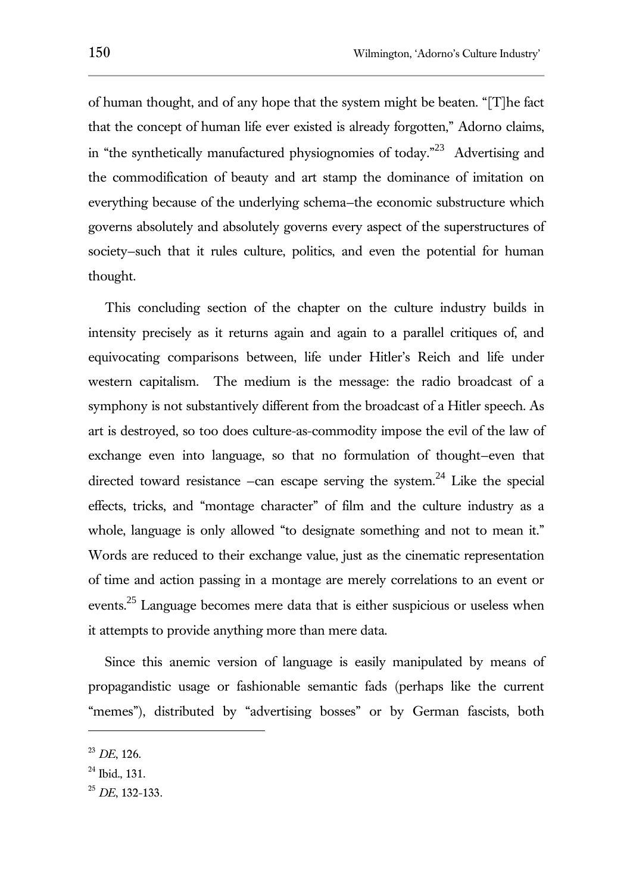of human thought, and of any hope that the system might be beaten. "[T]he fact that the concept of human life ever existed is already forgotten," Adorno claims, in "the synthetically manufactured physiognomies of today."[23] Advertising and the commodification of beauty and art stamp the dominance of imitation on everything because of the underlying schema–the economic substructure which governs absolutely and absolutely governs every aspect of the superstructures of society–such that it rules culture, politics, and even the potential for human thought.

This concluding section of the chapter on the culture industry builds in intensity precisely as it returns again and again to a parallel critiques of, and equivocating comparisons between, life under Hitler's Reich and life under western capitalism. The medium is the message: the radio broadcast of a symphony is not substantively different from the broadcast of a Hitler speech. As art is destroyed, so too does culture-as-commodity impose the evil of the law of exchange even into language, so that no formulation of thought–even that directed toward resistance –can escape serving the system.[24] Like the special effects, tricks, and "montage character" of film and the culture industry as a whole, language is only allowed "to designate something and not to mean it." Words are reduced to their exchange value, just as the cinematic representation of time and action passing in a montage are merely correlations to an event or events.[25] Language becomes mere data that is either suspicious or useless when it attempts to provide anything more than mere data.

Since this anemic version of language is easily manipulated by means of propagandistic usage or fashionable semantic fads (perhaps like the current "memes"), distributed by "advertising bosses" or by German fascists, both

---

[23] *DE*, 126.

[24] Ibid., 131.

[25] *DE*, 132-133.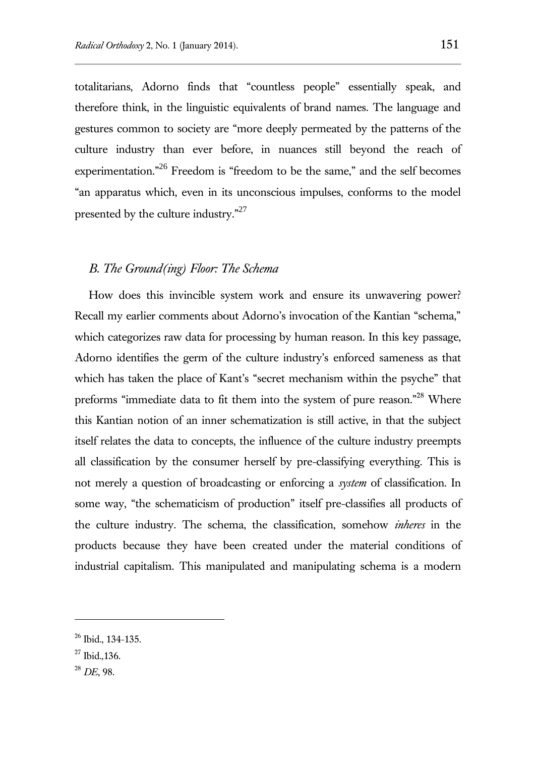totalitarians, Adorno finds that "countless people" essentially speak, and therefore think, in the linguistic equivalents of brand names. The language and gestures common to society are "more deeply permeated by the patterns of the culture industry than ever before, in nuances still beyond the reach of experimentation."[26] Freedom is "freedom to be the same," and the self becomes "an apparatus which, even in its unconscious impulses, conforms to the model presented by the culture industry."[27]

### *B. The Ground(ing) Floor: The Schema*

How does this invincible system work and ensure its unwavering power? Recall my earlier comments about Adorno's invocation of the Kantian "schema," which categorizes raw data for processing by human reason. In this key passage, Adorno identifies the germ of the culture industry's enforced sameness as that which has taken the place of Kant's "secret mechanism within the psyche" that preforms "immediate data to fit them into the system of pure reason."[28] Where this Kantian notion of an inner schematization is still active, in that the subject itself relates the data to concepts, the influence of the culture industry preempts all classification by the consumer herself by pre-classifying everything. This is not merely a question of broadcasting or enforcing a *system* of classification. In some way, "the schematicism of production" itself pre-classifies all products of the culture industry. The schema, the classification, somehow *inheres* in the products because they have been created under the material conditions of industrial capitalism. This manipulated and manipulating schema is a modern

---

[26] Ibid., 134-135.

[27] Ibid.,136.

[28] *DE*, 98.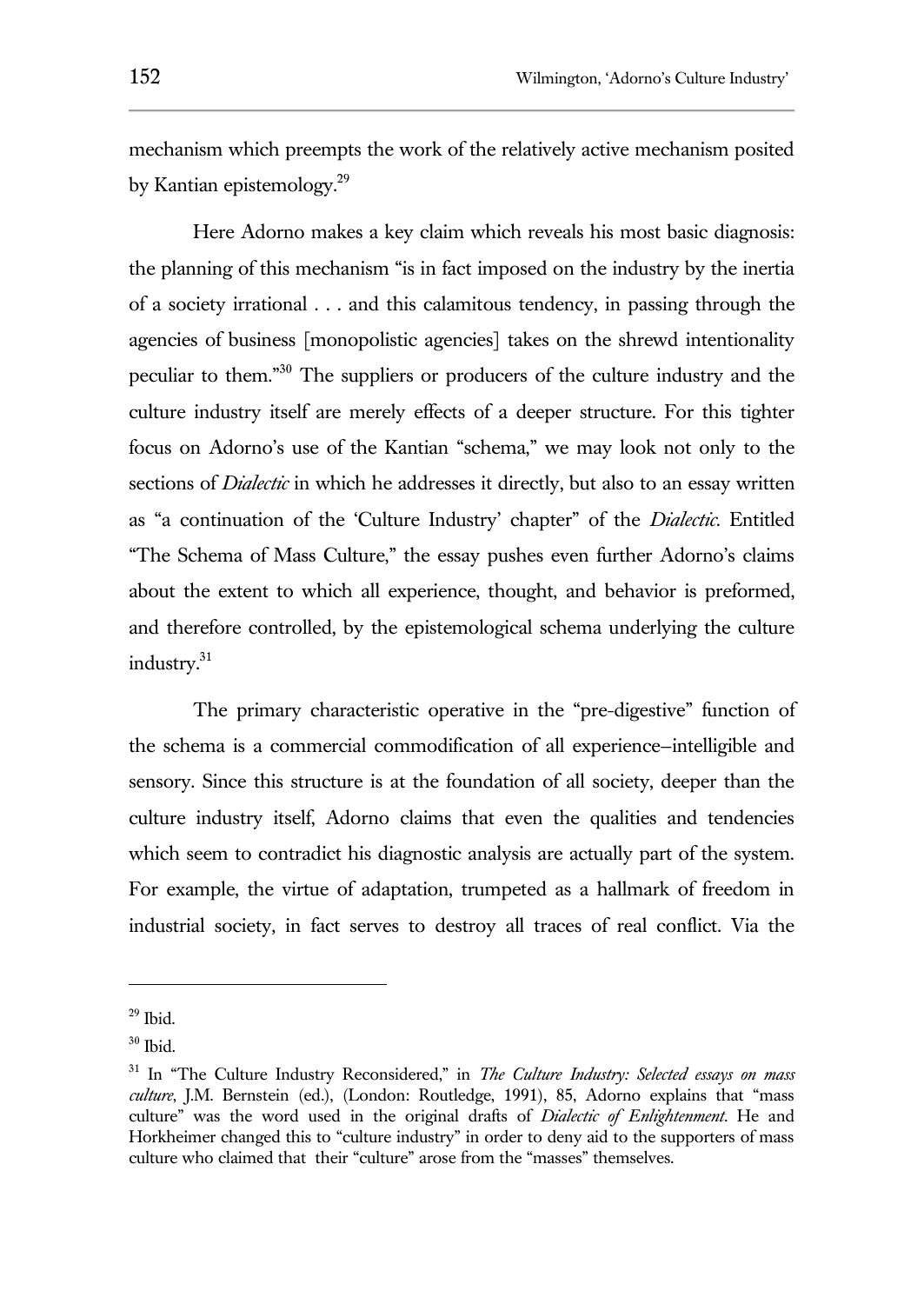mechanism which preempts the work of the relatively active mechanism posited by Kantian epistemology.[29]

Here Adorno makes a key claim which reveals his most basic diagnosis: the planning of this mechanism "is in fact imposed on the industry by the inertia of a society irrational . . . and this calamitous tendency, in passing through the agencies of business [monopolistic agencies] takes on the shrewd intentionality peculiar to them."[30] The suppliers or producers of the culture industry and the culture industry itself are merely effects of a deeper structure. For this tighter focus on Adorno's use of the Kantian "schema," we may look not only to the sections of *Dialectic* in which he addresses it directly, but also to an essay written as "a continuation of the 'Culture Industry' chapter" of the *Dialectic*. Entitled "The Schema of Mass Culture," the essay pushes even further Adorno's claims about the extent to which all experience, thought, and behavior is preformed, and therefore controlled, by the epistemological schema underlying the culture industry.[31]

The primary characteristic operative in the "pre-digestive" function of the schema is a commercial commodification of all experience–intelligible and sensory. Since this structure is at the foundation of all society, deeper than the culture industry itself, Adorno claims that even the qualities and tendencies which seem to contradict his diagnostic analysis are actually part of the system. For example, the virtue of adaptation, trumpeted as a hallmark of freedom in industrial society, in fact serves to destroy all traces of real conflict. Via the

---

[29] Ibid.

[30] Ibid.

[31] In "The Culture Industry Reconsidered," in *The Culture Industry: Selected essays on mass culture*, J.M. Bernstein (ed.), (London: Routledge, 1991), 85, Adorno explains that "mass culture" was the word used in the original drafts of *Dialectic of Enlightenment*. He and Horkheimer changed this to "culture industry" in order to deny aid to the supporters of mass culture who claimed that their "culture" arose from the "masses" themselves.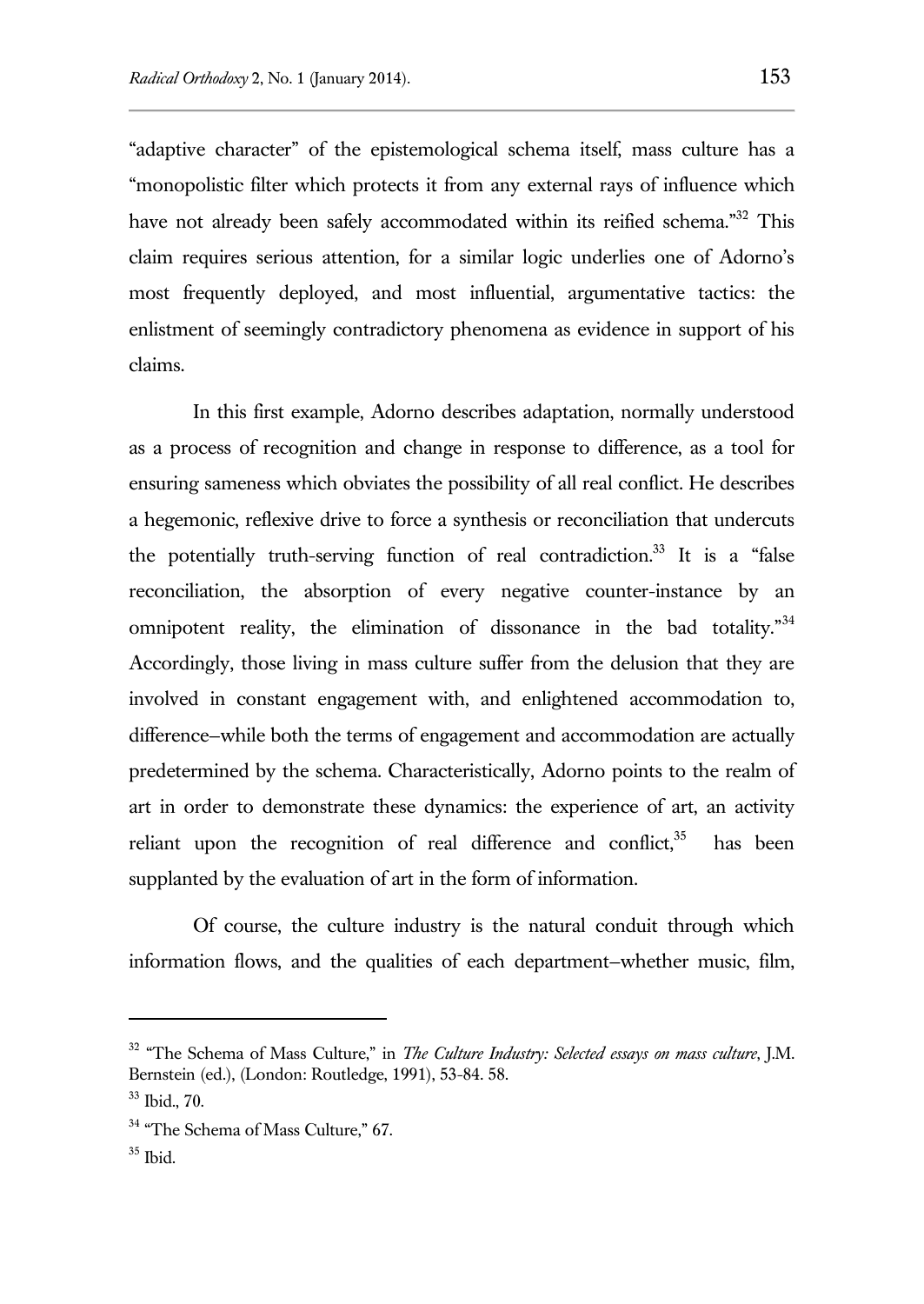"adaptive character" of the epistemological schema itself, mass culture has a "monopolistic filter which protects it from any external rays of influence which have not already been safely accommodated within its reified schema."[32] This claim requires serious attention, for a similar logic underlies one of Adorno's most frequently deployed, and most influential, argumentative tactics: the enlistment of seemingly contradictory phenomena as evidence in support of his claims.

In this first example, Adorno describes adaptation, normally understood as a process of recognition and change in response to difference, as a tool for ensuring sameness which obviates the possibility of all real conflict. He describes a hegemonic, reflexive drive to force a synthesis or reconciliation that undercuts the potentially truth-serving function of real contradiction.[33] It is a "false reconciliation, the absorption of every negative counter-instance by an omnipotent reality, the elimination of dissonance in the bad totality."[34] Accordingly, those living in mass culture suffer from the delusion that they are involved in constant engagement with, and enlightened accommodation to, difference—while both the terms of engagement and accommodation are actually predetermined by the schema. Characteristically, Adorno points to the realm of art in order to demonstrate these dynamics: the experience of art, an activity reliant upon the recognition of real difference and conflict,[35] has been supplanted by the evaluation of art in the form of information.

Of course, the culture industry is the natural conduit through which information flows, and the qualities of each department—whether music, film,

---

[32] "The Schema of Mass Culture," in *The Culture Industry: Selected essays on mass culture*, J.M. Bernstein (ed.), (London: Routledge, 1991), 53-84. 58.

[33] Ibid., 70.

[34] "The Schema of Mass Culture," 67.

[35] Ibid.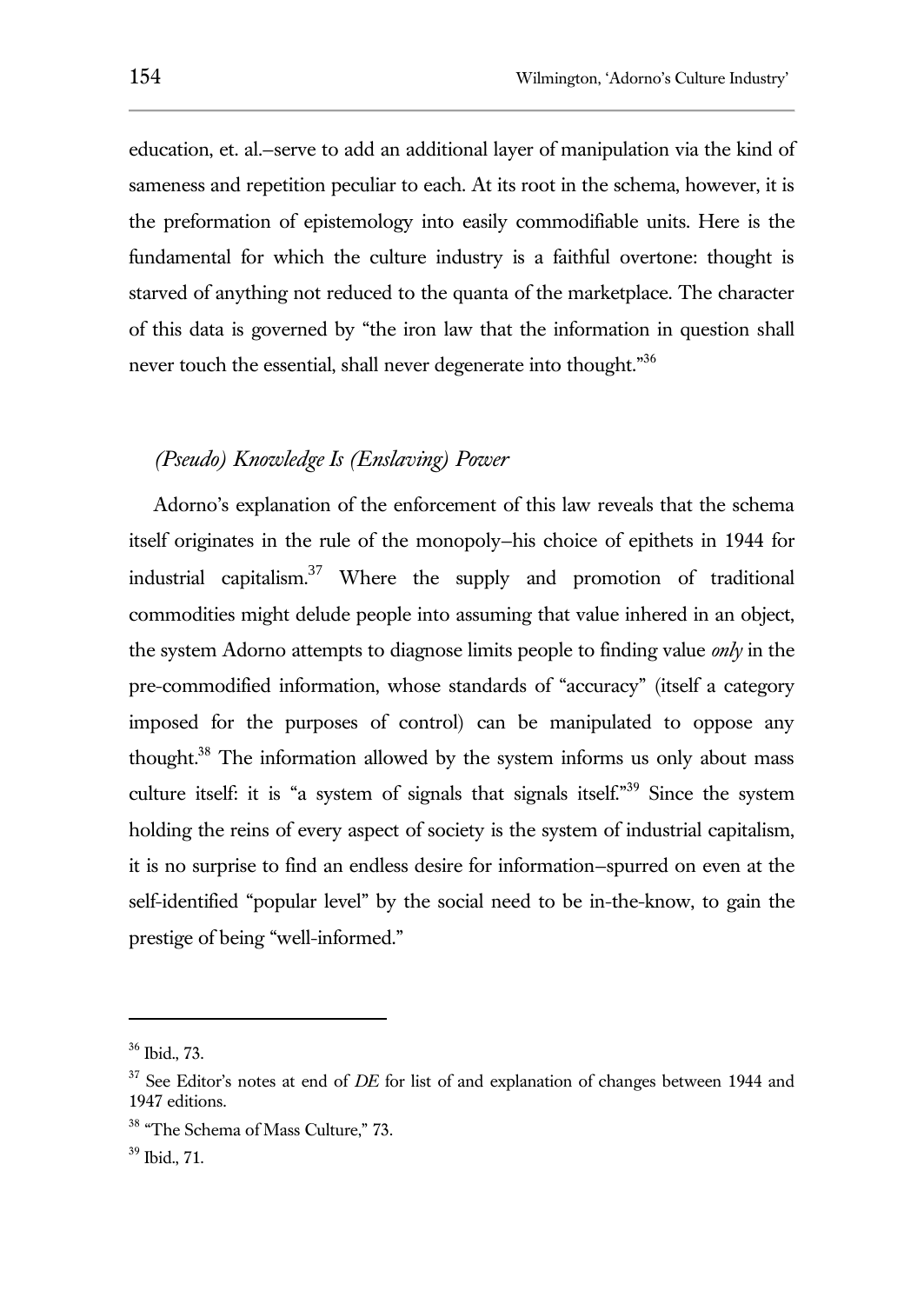education, et. al.–serve to add an additional layer of manipulation via the kind of sameness and repetition peculiar to each. At its root in the schema, however, it is the preformation of epistemology into easily commodifiable units. Here is the fundamental for which the culture industry is a faithful overtone: thought is starved of anything not reduced to the quanta of the marketplace. The character of this data is governed by "the iron law that the information in question shall never touch the essential, shall never degenerate into thought."[36]

### *(Pseudo) Knowledge Is (Enslaving) Power*

Adorno's explanation of the enforcement of this law reveals that the schema itself originates in the rule of the monopoly–his choice of epithets in 1944 for industrial capitalism.[37] Where the supply and promotion of traditional commodities might delude people into assuming that value inhered in an object, the system Adorno attempts to diagnose limits people to finding value *only* in the pre-commodified information, whose standards of "accuracy" (itself a category imposed for the purposes of control) can be manipulated to oppose any thought.[38] The information allowed by the system informs us only about mass culture itself: it is "a system of signals that signals itself."[39] Since the system holding the reins of every aspect of society is the system of industrial capitalism, it is no surprise to find an endless desire for information–spurred on even at the self-identified "popular level" by the social need to be in-the-know, to gain the prestige of being "well-informed."

---

[36] Ibid., 73.

[37] See Editor's notes at end of *DE* for list of and explanation of changes between 1944 and 1947 editions.

[38] "The Schema of Mass Culture," 73.

[39] Ibid., 71.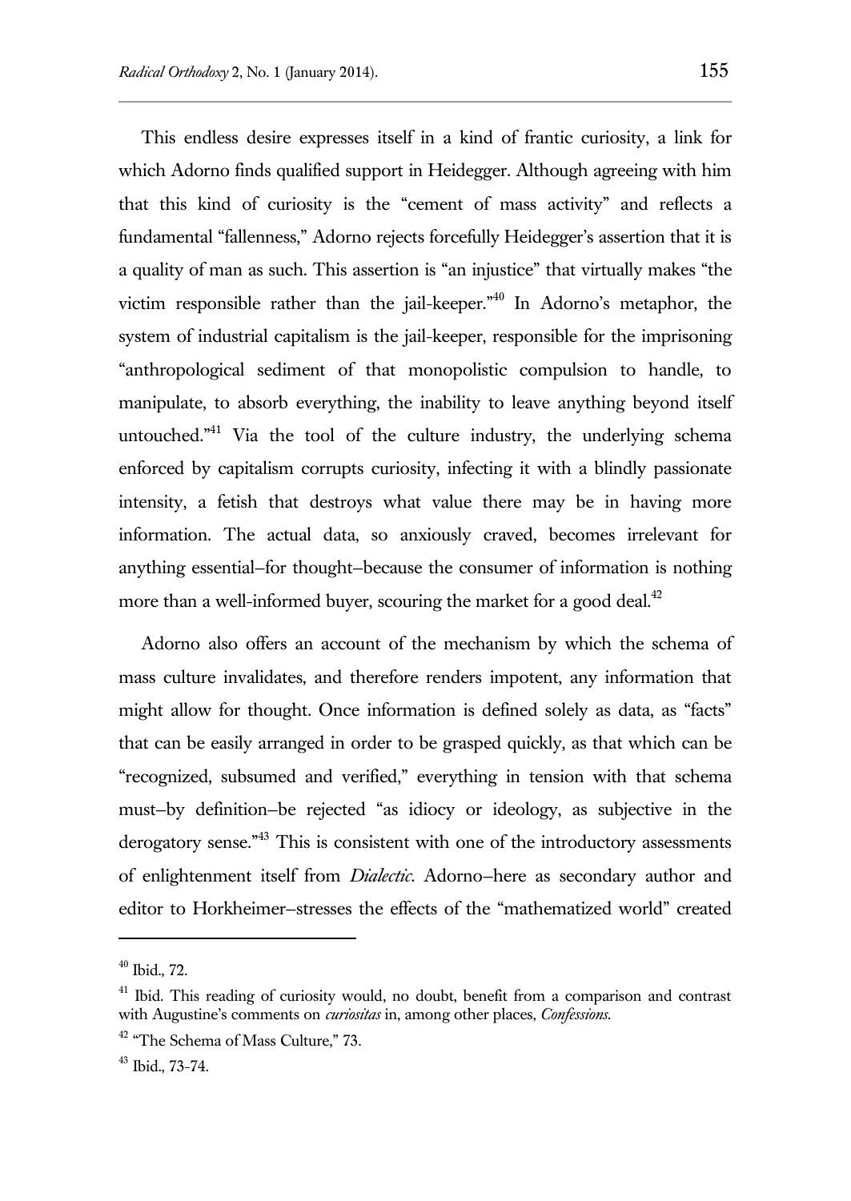This endless desire expresses itself in a kind of frantic curiosity, a link for which Adorno finds qualified support in Heidegger. Although agreeing with him that this kind of curiosity is the "cement of mass activity" and reflects a fundamental "fallenness," Adorno rejects forcefully Heidegger's assertion that it is a quality of man as such. This assertion is "an injustice" that virtually makes "the victim responsible rather than the jail-keeper."[40] In Adorno's metaphor, the system of industrial capitalism is the jail-keeper, responsible for the imprisoning "anthropological sediment of that monopolistic compulsion to handle, to manipulate, to absorb everything, the inability to leave anything beyond itself untouched."[41] Via the tool of the culture industry, the underlying schema enforced by capitalism corrupts curiosity, infecting it with a blindly passionate intensity, a fetish that destroys what value there may be in having more information. The actual data, so anxiously craved, becomes irrelevant for anything essential–for thought–because the consumer of information is nothing more than a well-informed buyer, scouring the market for a good deal.[42]

Adorno also offers an account of the mechanism by which the schema of mass culture invalidates, and therefore renders impotent, any information that might allow for thought. Once information is defined solely as data, as "facts" that can be easily arranged in order to be grasped quickly, as that which can be "recognized, subsumed and verified," everything in tension with that schema must–by definition–be rejected "as idiocy or ideology, as subjective in the derogatory sense."[43] This is consistent with one of the introductory assessments of enlightenment itself from *Dialectic*. Adorno–here as secondary author and editor to Horkheimer–stresses the effects of the "mathematized world" created

---

[40] Ibid., 72.

[41] Ibid. This reading of curiosity would, no doubt, benefit from a comparison and contrast with Augustine's comments on *curiositas* in, among other places, *Confessions*.

[42] "The Schema of Mass Culture," 73.

[43] Ibid., 73-74.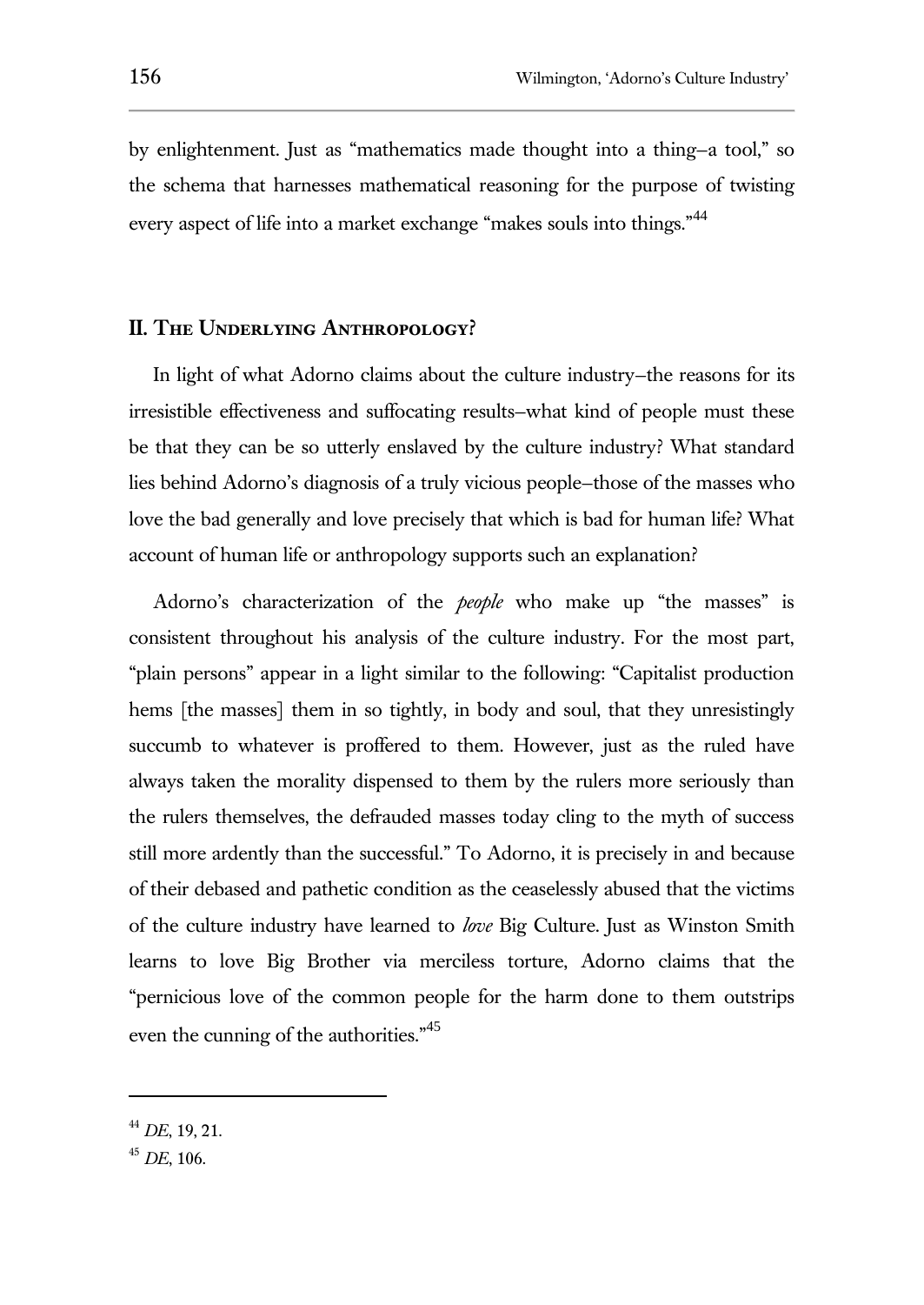by enlightenment. Just as "mathematics made thought into a thing–a tool," so the schema that harnesses mathematical reasoning for the purpose of twisting every aspect of life into a market exchange "makes souls into things."[44]

## II. The Underlying Anthropology?

In light of what Adorno claims about the culture industry–the reasons for its irresistible effectiveness and suffocating results–what kind of people must these be that they can be so utterly enslaved by the culture industry? What standard lies behind Adorno's diagnosis of a truly vicious people–those of the masses who love the bad generally and love precisely that which is bad for human life? What account of human life or anthropology supports such an explanation?

Adorno's characterization of the *people* who make up "the masses" is consistent throughout his analysis of the culture industry. For the most part, "plain persons" appear in a light similar to the following: "Capitalist production hems [the masses] them in so tightly, in body and soul, that they unresistingly succumb to whatever is proffered to them. However, just as the ruled have always taken the morality dispensed to them by the rulers more seriously than the rulers themselves, the defrauded masses today cling to the myth of success still more ardently than the successful." To Adorno, it is precisely in and because of their debased and pathetic condition as the ceaselessly abused that the victims of the culture industry have learned to *love* Big Culture. Just as Winston Smith learns to love Big Brother via merciless torture, Adorno claims that the "pernicious love of the common people for the harm done to them outstrips even the cunning of the authorities."[45]

---

[44] *DE*, 19, 21.

[45] *DE*, 106.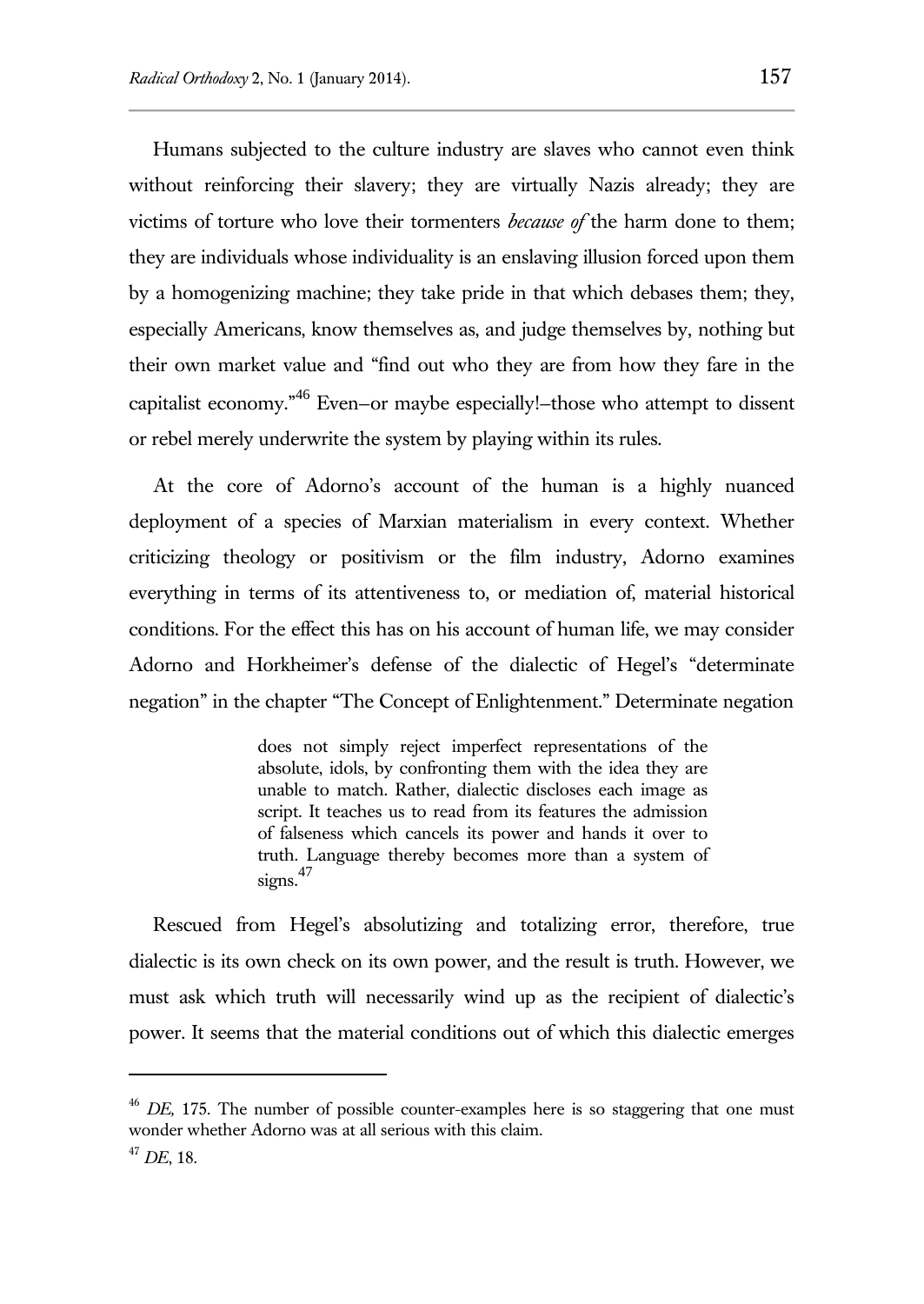Humans subjected to the culture industry are slaves who cannot even think without reinforcing their slavery; they are virtually Nazis already; they are victims of torture who love their tormenters *because of* the harm done to them; they are individuals whose individuality is an enslaving illusion forced upon them by a homogenizing machine; they take pride in that which debases them; they, especially Americans, know themselves as, and judge themselves by, nothing but their own market value and "find out who they are from how they fare in the capitalist economy."[46] Even–or maybe especially!–those who attempt to dissent or rebel merely underwrite the system by playing within its rules.

At the core of Adorno's account of the human is a highly nuanced deployment of a species of Marxian materialism in every context. Whether criticizing theology or positivism or the film industry, Adorno examines everything in terms of its attentiveness to, or mediation of, material historical conditions. For the effect this has on his account of human life, we may consider Adorno and Horkheimer's defense of the dialectic of Hegel's "determinate negation" in the chapter "The Concept of Enlightenment." Determinate negation

> does not simply reject imperfect representations of the absolute, idols, by confronting them with the idea they are unable to match. Rather, dialectic discloses each image as script. It teaches us to read from its features the admission of falseness which cancels its power and hands it over to truth. Language thereby becomes more than a system of signs.[47]

Rescued from Hegel's absolutizing and totalizing error, therefore, true dialectic is its own check on its own power, and the result is truth. However, we must ask which truth will necessarily wind up as the recipient of dialectic's power. It seems that the material conditions out of which this dialectic emerges

---

[46] *DE,* 175. The number of possible counter-examples here is so staggering that one must wonder whether Adorno was at all serious with this claim.

[47] *DE*, 18.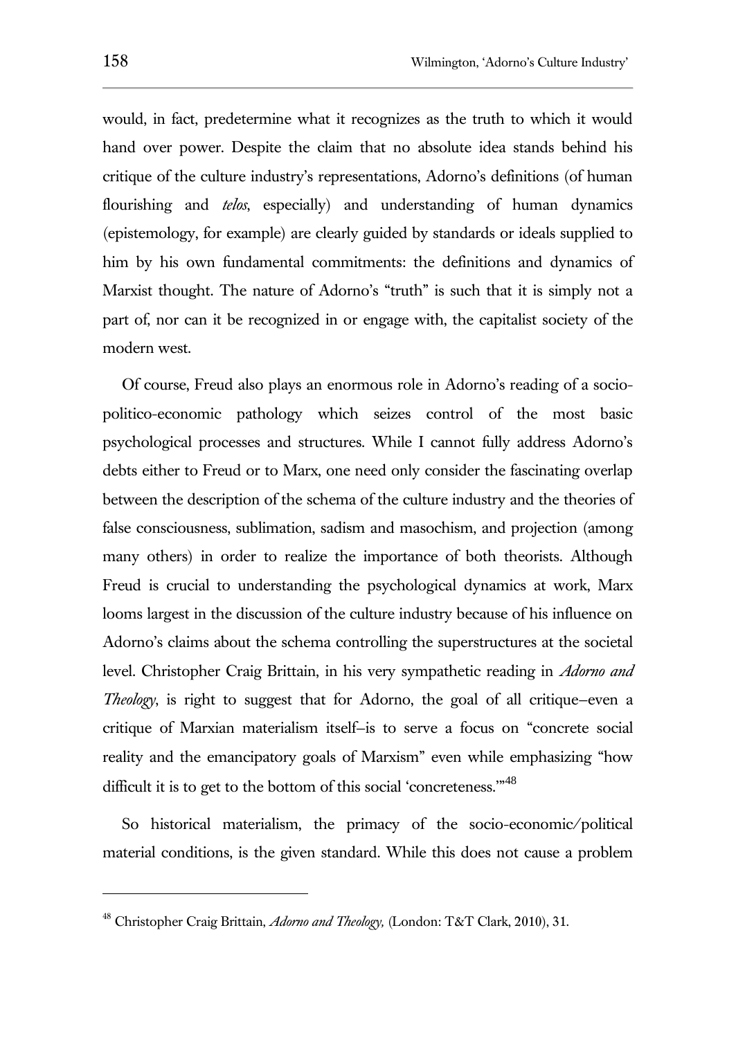would, in fact, predetermine what it recognizes as the truth to which it would hand over power. Despite the claim that no absolute idea stands behind his critique of the culture industry's representations, Adorno's definitions (of human flourishing and *telos*, especially) and understanding of human dynamics (epistemology, for example) are clearly guided by standards or ideals supplied to him by his own fundamental commitments: the definitions and dynamics of Marxist thought. The nature of Adorno's "truth" is such that it is simply not a part of, nor can it be recognized in or engage with, the capitalist society of the modern west.

Of course, Freud also plays an enormous role in Adorno's reading of a socio-politico-economic pathology which seizes control of the most basic psychological processes and structures. While I cannot fully address Adorno's debts either to Freud or to Marx, one need only consider the fascinating overlap between the description of the schema of the culture industry and the theories of false consciousness, sublimation, sadism and masochism, and projection (among many others) in order to realize the importance of both theorists. Although Freud is crucial to understanding the psychological dynamics at work, Marx looms largest in the discussion of the culture industry because of his influence on Adorno's claims about the schema controlling the superstructures at the societal level. Christopher Craig Brittain, in his very sympathetic reading in *Adorno and Theology*, is right to suggest that for Adorno, the goal of all critique–even a critique of Marxian materialism itself–is to serve a focus on "concrete social reality and the emancipatory goals of Marxism" even while emphasizing "how difficult it is to get to the bottom of this social 'concreteness.'"[48]

So historical materialism, the primacy of the socio-economic/political material conditions, is the given standard. While this does not cause a problem

---

[48] Christopher Craig Brittain, *Adorno and Theology,* (London: T&T Clark, 2010), 31.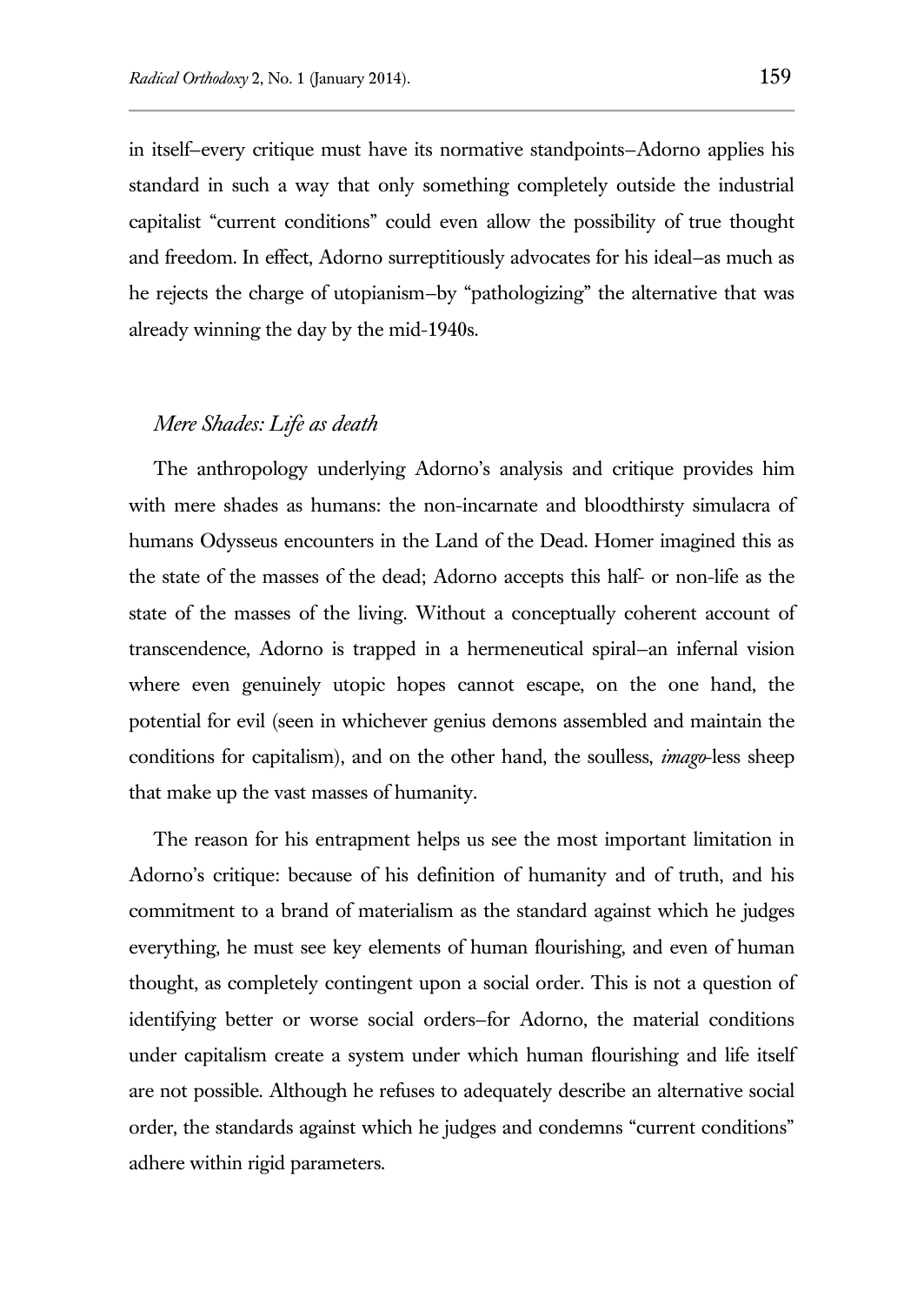in itself–every critique must have its normative standpoints–Adorno applies his standard in such a way that only something completely outside the industrial capitalist "current conditions" could even allow the possibility of true thought and freedom. In effect, Adorno surreptitiously advocates for his ideal–as much as he rejects the charge of utopianism–by "pathologizing" the alternative that was already winning the day by the mid-1940s.

### *Mere Shades: Life as death*

The anthropology underlying Adorno's analysis and critique provides him with mere shades as humans: the non-incarnate and bloodthirsty simulacra of humans Odysseus encounters in the Land of the Dead. Homer imagined this as the state of the masses of the dead; Adorno accepts this half- or non-life as the state of the masses of the living. Without a conceptually coherent account of transcendence, Adorno is trapped in a hermeneutical spiral–an infernal vision where even genuinely utopic hopes cannot escape, on the one hand, the potential for evil (seen in whichever genius demons assembled and maintain the conditions for capitalism), and on the other hand, the soulless, *imago*-less sheep that make up the vast masses of humanity.

The reason for his entrapment helps us see the most important limitation in Adorno's critique: because of his definition of humanity and of truth, and his commitment to a brand of materialism as the standard against which he judges everything, he must see key elements of human flourishing, and even of human thought, as completely contingent upon a social order. This is not a question of identifying better or worse social orders–for Adorno, the material conditions under capitalism create a system under which human flourishing and life itself are not possible. Although he refuses to adequately describe an alternative social order, the standards against which he judges and condemns "current conditions" adhere within rigid parameters.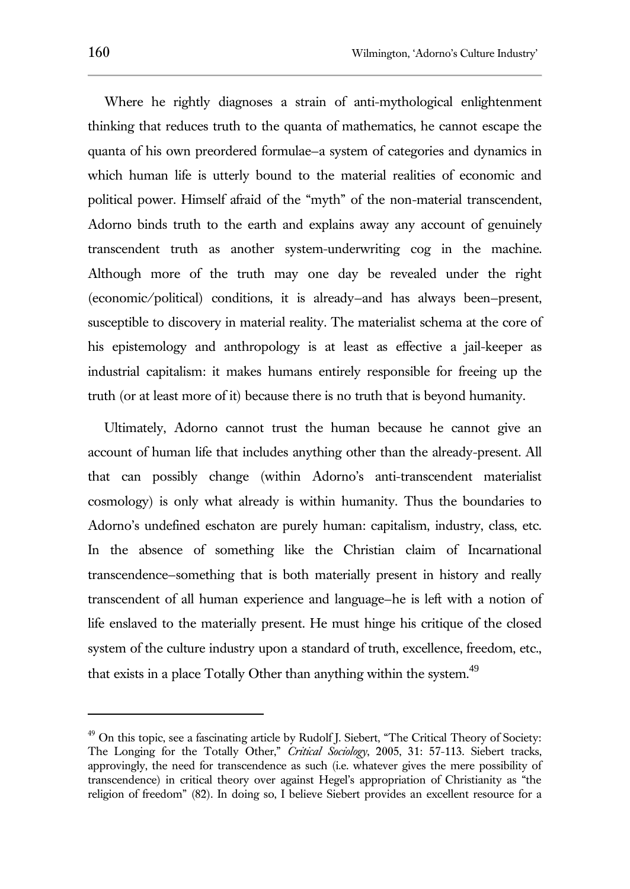Where he rightly diagnoses a strain of anti-mythological enlightenment thinking that reduces truth to the quanta of mathematics, he cannot escape the quanta of his own preordered formulae–a system of categories and dynamics in which human life is utterly bound to the material realities of economic and political power. Himself afraid of the "myth" of the non-material transcendent, Adorno binds truth to the earth and explains away any account of genuinely transcendent truth as another system-underwriting cog in the machine. Although more of the truth may one day be revealed under the right (economic/political) conditions, it is already–and has always been–present, susceptible to discovery in material reality. The materialist schema at the core of his epistemology and anthropology is at least as effective a jail-keeper as industrial capitalism: it makes humans entirely responsible for freeing up the truth (or at least more of it) because there is no truth that is beyond humanity.

Ultimately, Adorno cannot trust the human because he cannot give an account of human life that includes anything other than the already-present. All that can possibly change (within Adorno's anti-transcendent materialist cosmology) is only what already is within humanity. Thus the boundaries to Adorno's undefined eschaton are purely human: capitalism, industry, class, etc. In the absence of something like the Christian claim of Incarnational transcendence–something that is both materially present in history and really transcendent of all human experience and language–he is left with a notion of life enslaved to the materially present. He must hinge his critique of the closed system of the culture industry upon a standard of truth, excellence, freedom, etc., that exists in a place Totally Other than anything within the system.[49]

[49] On this topic, see a fascinating article by Rudolf J. Siebert, "The Critical Theory of Society: The Longing for the Totally Other," *Critical Sociology*, 2005, 31: 57-113. Siebert tracks, approvingly, the need for transcendence as such (i.e. whatever gives the mere possibility of transcendence) in critical theory over against Hegel's appropriation of Christianity as "the religion of freedom" (82). In doing so, I believe Siebert provides an excellent resource for a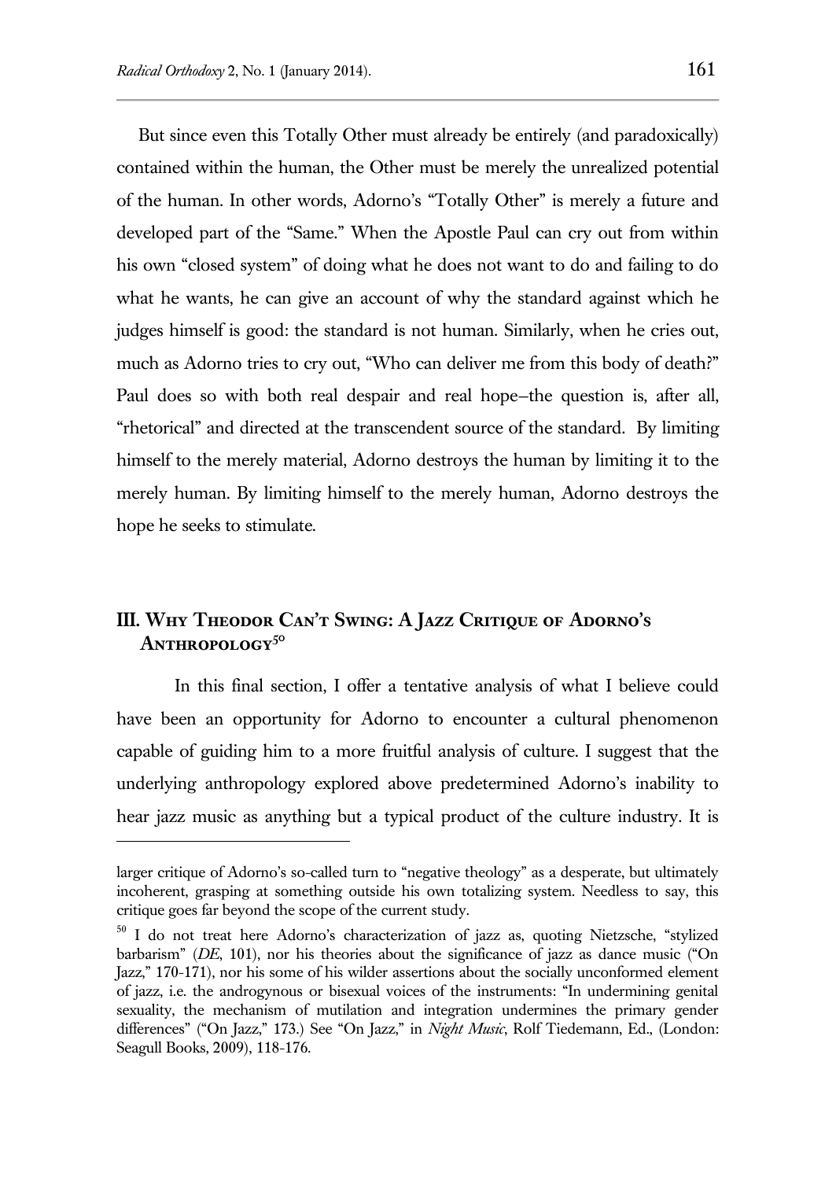But since even this Totally Other must already be entirely (and paradoxically) contained within the human, the Other must be merely the unrealized potential of the human. In other words, Adorno's "Totally Other" is merely a future and developed part of the "Same." When the Apostle Paul can cry out from within his own "closed system" of doing what he does not want to do and failing to do what he wants, he can give an account of why the standard against which he judges himself is good: the standard is not human. Similarly, when he cries out, much as Adorno tries to cry out, "Who can deliver me from this body of death?" Paul does so with both real despair and real hope—the question is, after all, "rhetorical" and directed at the transcendent source of the standard. By limiting himself to the merely material, Adorno destroys the human by limiting it to the merely human. By limiting himself to the merely human, Adorno destroys the hope he seeks to stimulate.

## III. Why Theodor Can't Swing: A Jazz Critique of Adorno's Anthropology[50]

In this final section, I offer a tentative analysis of what I believe could have been an opportunity for Adorno to encounter a cultural phenomenon capable of guiding him to a more fruitful analysis of culture. I suggest that the underlying anthropology explored above predetermined Adorno's inability to hear jazz music as anything but a typical product of the culture industry. It is

---

larger critique of Adorno's so-called turn to "negative theology" as a desperate, but ultimately incoherent, grasping at something outside his own totalizing system. Needless to say, this critique goes far beyond the scope of the current study.

[50] I do not treat here Adorno's characterization of jazz as, quoting Nietzsche, "stylized barbarism" (*DE*, 101), nor his theories about the significance of jazz as dance music ("On Jazz," 170-171), nor his some of his wilder assertions about the socially unconformed element of jazz, i.e. the androgynous or bisexual voices of the instruments: "In undermining genital sexuality, the mechanism of mutilation and integration undermines the primary gender differences" ("On Jazz," 173.) See "On Jazz," in *Night Music*, Rolf Tiedemann, Ed., (London: Seagull Books, 2009), 118-176.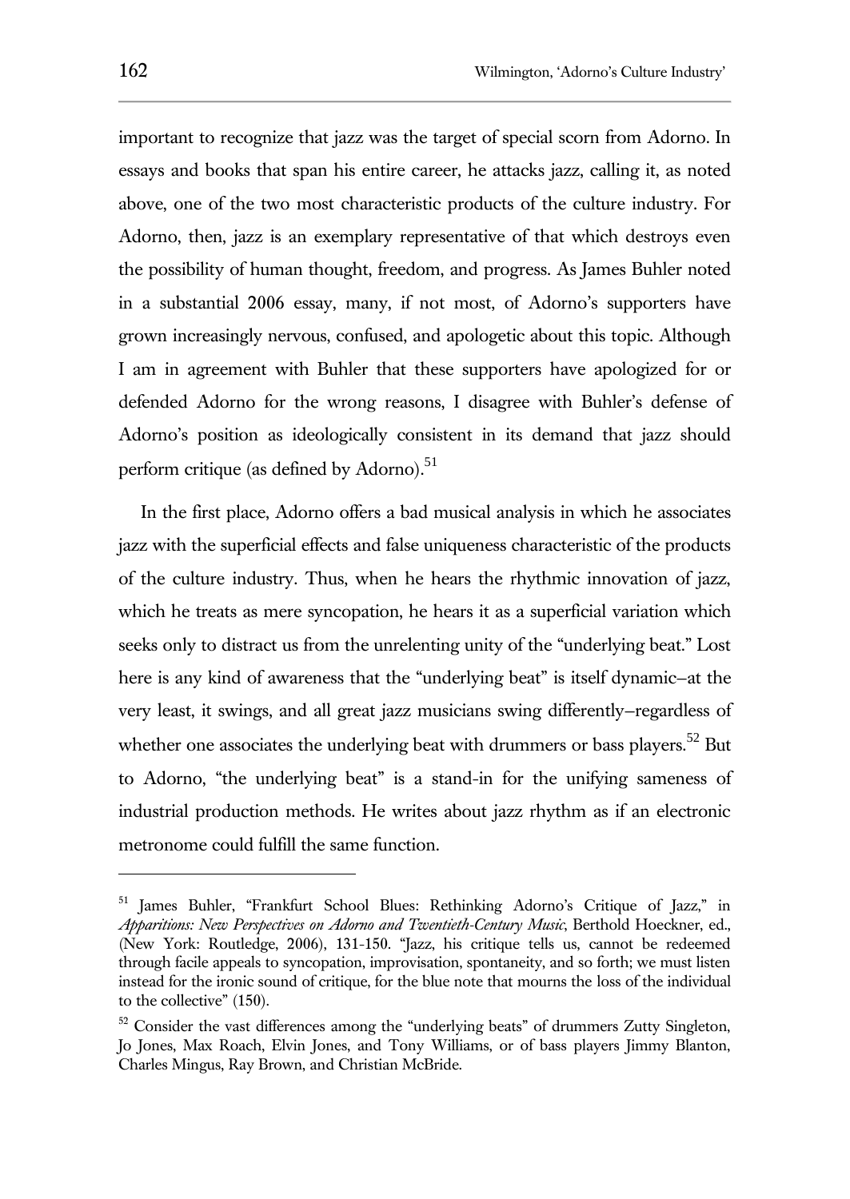important to recognize that jazz was the target of special scorn from Adorno. In essays and books that span his entire career, he attacks jazz, calling it, as noted above, one of the two most characteristic products of the culture industry. For Adorno, then, jazz is an exemplary representative of that which destroys even the possibility of human thought, freedom, and progress. As James Buhler noted in a substantial 2006 essay, many, if not most, of Adorno's supporters have grown increasingly nervous, confused, and apologetic about this topic. Although I am in agreement with Buhler that these supporters have apologized for or defended Adorno for the wrong reasons, I disagree with Buhler's defense of Adorno's position as ideologically consistent in its demand that jazz should perform critique (as defined by Adorno).[51]

In the first place, Adorno offers a bad musical analysis in which he associates jazz with the superficial effects and false uniqueness characteristic of the products of the culture industry. Thus, when he hears the rhythmic innovation of jazz, which he treats as mere syncopation, he hears it as a superficial variation which seeks only to distract us from the unrelenting unity of the "underlying beat." Lost here is any kind of awareness that the "underlying beat" is itself dynamic–at the very least, it swings, and all great jazz musicians swing differently–regardless of whether one associates the underlying beat with drummers or bass players.[52] But to Adorno, "the underlying beat" is a stand-in for the unifying sameness of industrial production methods. He writes about jazz rhythm as if an electronic metronome could fulfill the same function.

---

[51] James Buhler, "Frankfurt School Blues: Rethinking Adorno's Critique of Jazz," in *Apparitions: New Perspectives on Adorno and Twentieth-Century Music*, Berthold Hoeckner, ed., (New York: Routledge, 2006), 131-150. "Jazz, his critique tells us, cannot be redeemed through facile appeals to syncopation, improvisation, spontaneity, and so forth; we must listen instead for the ironic sound of critique, for the blue note that mourns the loss of the individual to the collective" (150).

[52] Consider the vast differences among the "underlying beats" of drummers Zutty Singleton, Jo Jones, Max Roach, Elvin Jones, and Tony Williams, or of bass players Jimmy Blanton, Charles Mingus, Ray Brown, and Christian McBride.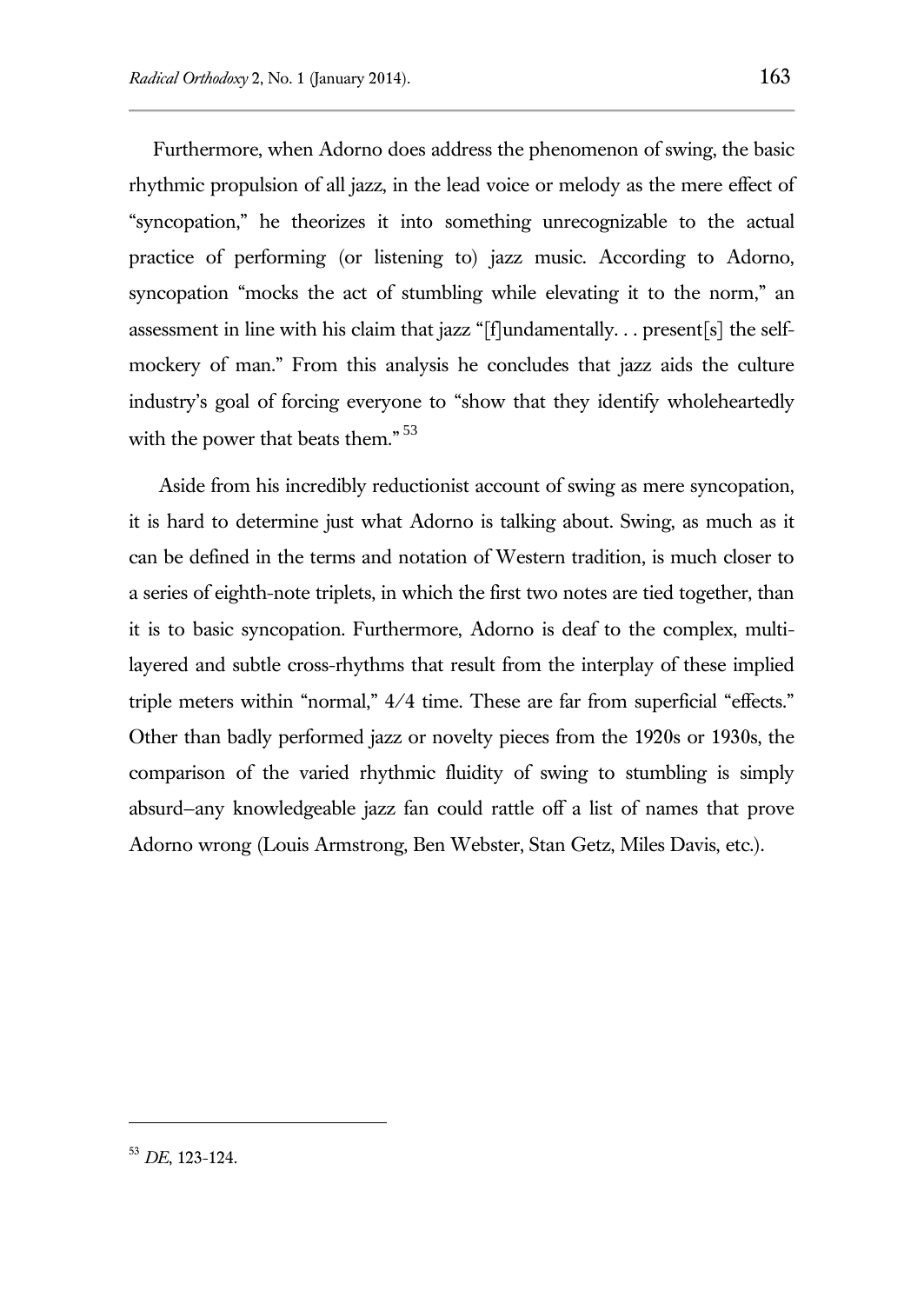Furthermore, when Adorno does address the phenomenon of swing, the basic rhythmic propulsion of all jazz, in the lead voice or melody as the mere effect of "syncopation," he theorizes it into something unrecognizable to the actual practice of performing (or listening to) jazz music. According to Adorno, syncopation "mocks the act of stumbling while elevating it to the norm," an assessment in line with his claim that jazz "[f]undamentally. . . present[s] the self-mockery of man." From this analysis he concludes that jazz aids the culture industry's goal of forcing everyone to "show that they identify wholeheartedly with the power that beats them." [53]

Aside from his incredibly reductionist account of swing as mere syncopation, it is hard to determine just what Adorno is talking about. Swing, as much as it can be defined in the terms and notation of Western tradition, is much closer to a series of eighth-note triplets, in which the first two notes are tied together, than it is to basic syncopation. Furthermore, Adorno is deaf to the complex, multi-layered and subtle cross-rhythms that result from the interplay of these implied triple meters within "normal," 4/4 time. These are far from superficial "effects." Other than badly performed jazz or novelty pieces from the 1920s or 1930s, the comparison of the varied rhythmic fluidity of swing to stumbling is simply absurd–any knowledgeable jazz fan could rattle off a list of names that prove Adorno wrong (Louis Armstrong, Ben Webster, Stan Getz, Miles Davis, etc.).

---

[53] *DE*, 123-124.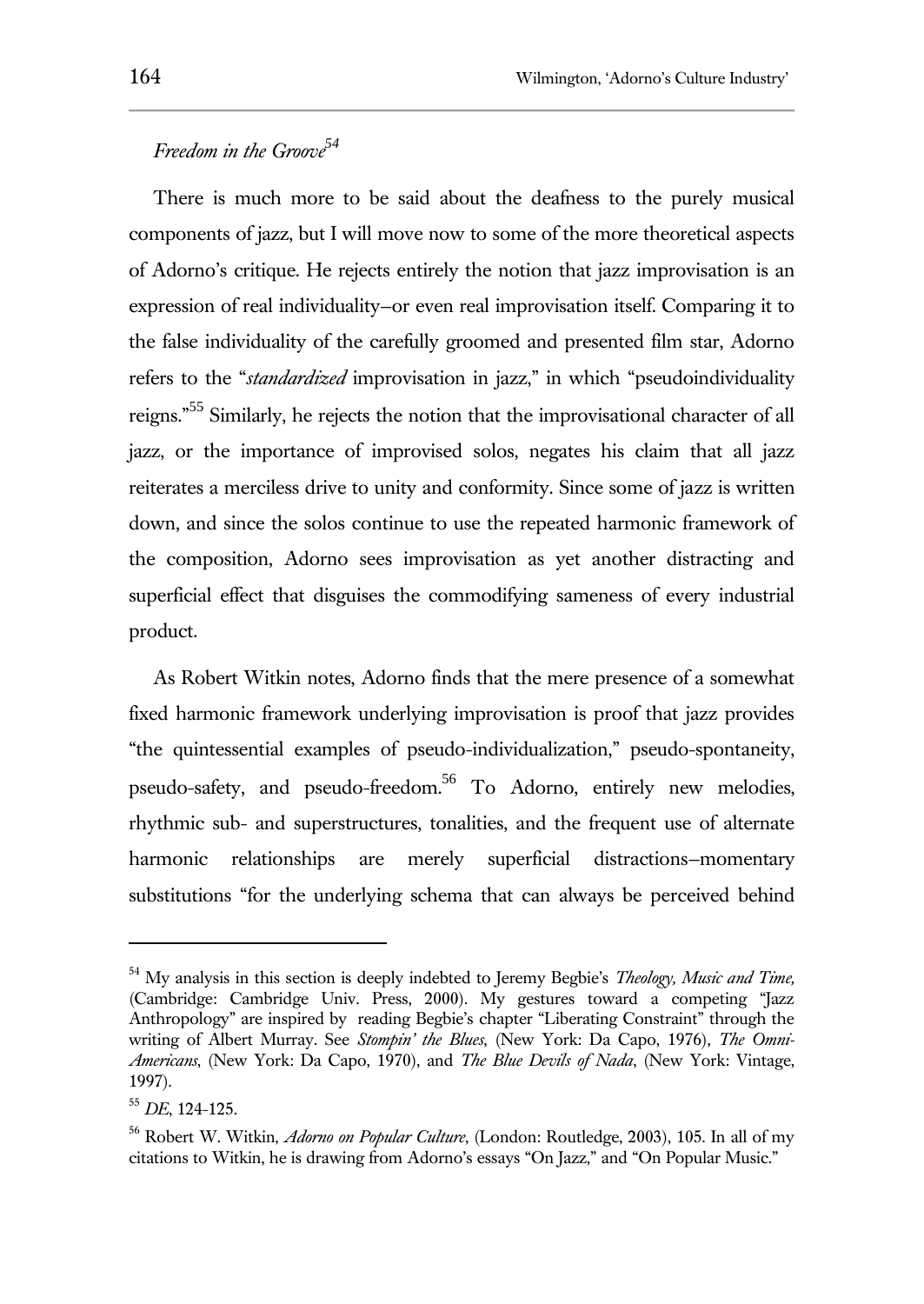### *Freedom in the Groove*[54]

There is much more to be said about the deafness to the purely musical components of jazz, but I will move now to some of the more theoretical aspects of Adorno's critique. He rejects entirely the notion that jazz improvisation is an expression of real individuality–or even real improvisation itself. Comparing it to the false individuality of the carefully groomed and presented film star, Adorno refers to the "*standardized* improvisation in jazz," in which "pseudoindividuality reigns."[55] Similarly, he rejects the notion that the improvisational character of all jazz, or the importance of improvised solos, negates his claim that all jazz reiterates a merciless drive to unity and conformity. Since some of jazz is written down, and since the solos continue to use the repeated harmonic framework of the composition, Adorno sees improvisation as yet another distracting and superficial effect that disguises the commodifying sameness of every industrial product.

As Robert Witkin notes, Adorno finds that the mere presence of a somewhat fixed harmonic framework underlying improvisation is proof that jazz provides "the quintessential examples of pseudo-individualization," pseudo-spontaneity, pseudo-safety, and pseudo-freedom.[56] To Adorno, entirely new melodies, rhythmic sub- and superstructures, tonalities, and the frequent use of alternate harmonic relationships are merely superficial distractions–momentary substitutions "for the underlying schema that can always be perceived behind

---

[54] My analysis in this section is deeply indebted to Jeremy Begbie's *Theology, Music and Time,* (Cambridge: Cambridge Univ. Press, 2000). My gestures toward a competing "Jazz Anthropology" are inspired by reading Begbie's chapter "Liberating Constraint" through the writing of Albert Murray. See *Stompin' the Blues*, (New York: Da Capo, 1976), *The Omni-Americans*, (New York: Da Capo, 1970), and *The Blue Devils of Nada*, (New York: Vintage, 1997).

[55] *DE*, 124-125.

[56] Robert W. Witkin, *Adorno on Popular Culture*, (London: Routledge, 2003), 105. In all of my citations to Witkin, he is drawing from Adorno's essays "On Jazz," and "On Popular Music."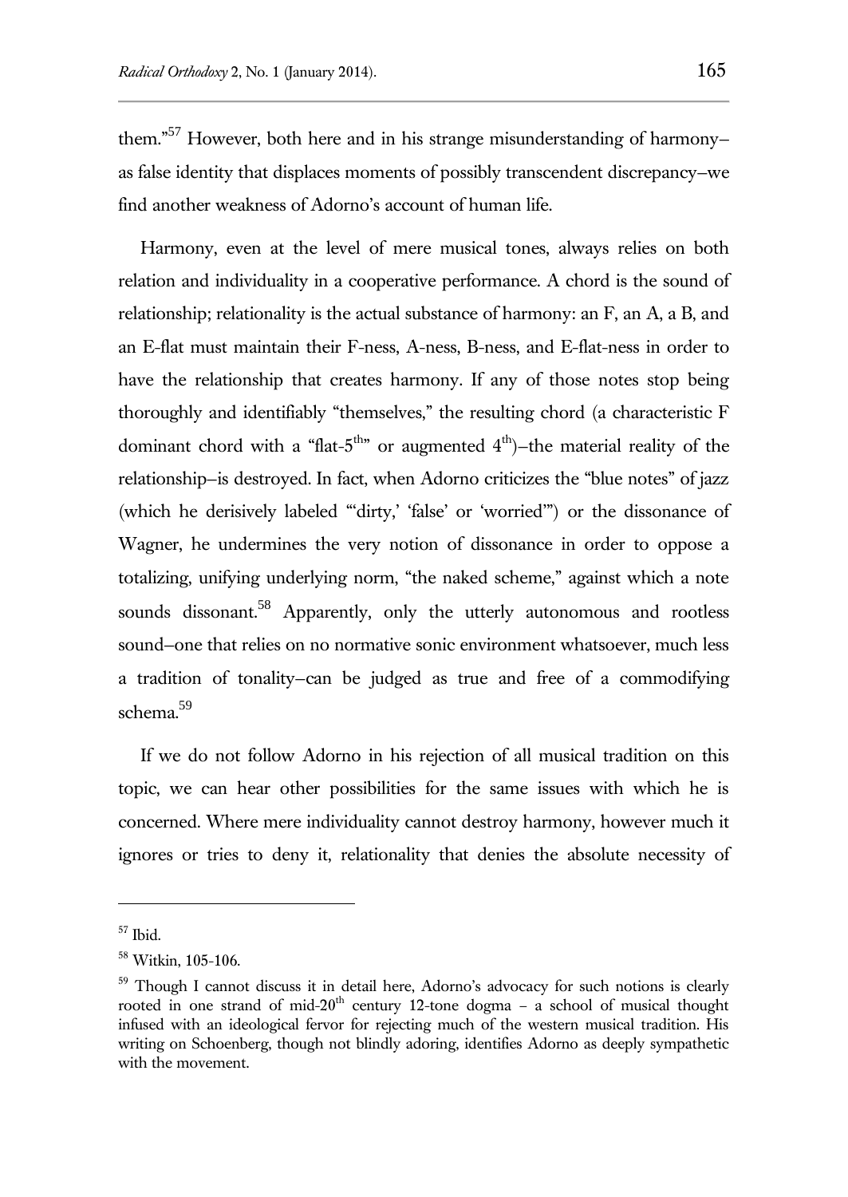them."[57] However, both here and in his strange misunderstanding of harmony–as false identity that displaces moments of possibly transcendent discrepancy–we find another weakness of Adorno's account of human life.

Harmony, even at the level of mere musical tones, always relies on both relation and individuality in a cooperative performance. A chord is the sound of relationship; relationality is the actual substance of harmony: an F, an A, a B, and an E-flat must maintain their F-ness, A-ness, B-ness, and E-flat-ness in order to have the relationship that creates harmony. If any of those notes stop being thoroughly and identifiably "themselves," the resulting chord (a characteristic F dominant chord with a "flat-5th" or augmented 4th)–the material reality of the relationship–is destroyed. In fact, when Adorno criticizes the "blue notes" of jazz (which he derisively labeled "'dirty,' 'false' or 'worried'") or the dissonance of Wagner, he undermines the very notion of dissonance in order to oppose a totalizing, unifying underlying norm, "the naked scheme," against which a note sounds dissonant.[58] Apparently, only the utterly autonomous and rootless sound–one that relies on no normative sonic environment whatsoever, much less a tradition of tonality–can be judged as true and free of a commodifying schema.[59]

If we do not follow Adorno in his rejection of all musical tradition on this topic, we can hear other possibilities for the same issues with which he is concerned. Where mere individuality cannot destroy harmony, however much it ignores or tries to deny it, relationality that denies the absolute necessity of

---

[57] Ibid.

[58] Witkin, 105-106.

[59] Though I cannot discuss it in detail here, Adorno's advocacy for such notions is clearly rooted in one strand of mid-20th century 12-tone dogma – a school of musical thought infused with an ideological fervor for rejecting much of the western musical tradition. His writing on Schoenberg, though not blindly adoring, identifies Adorno as deeply sympathetic with the movement.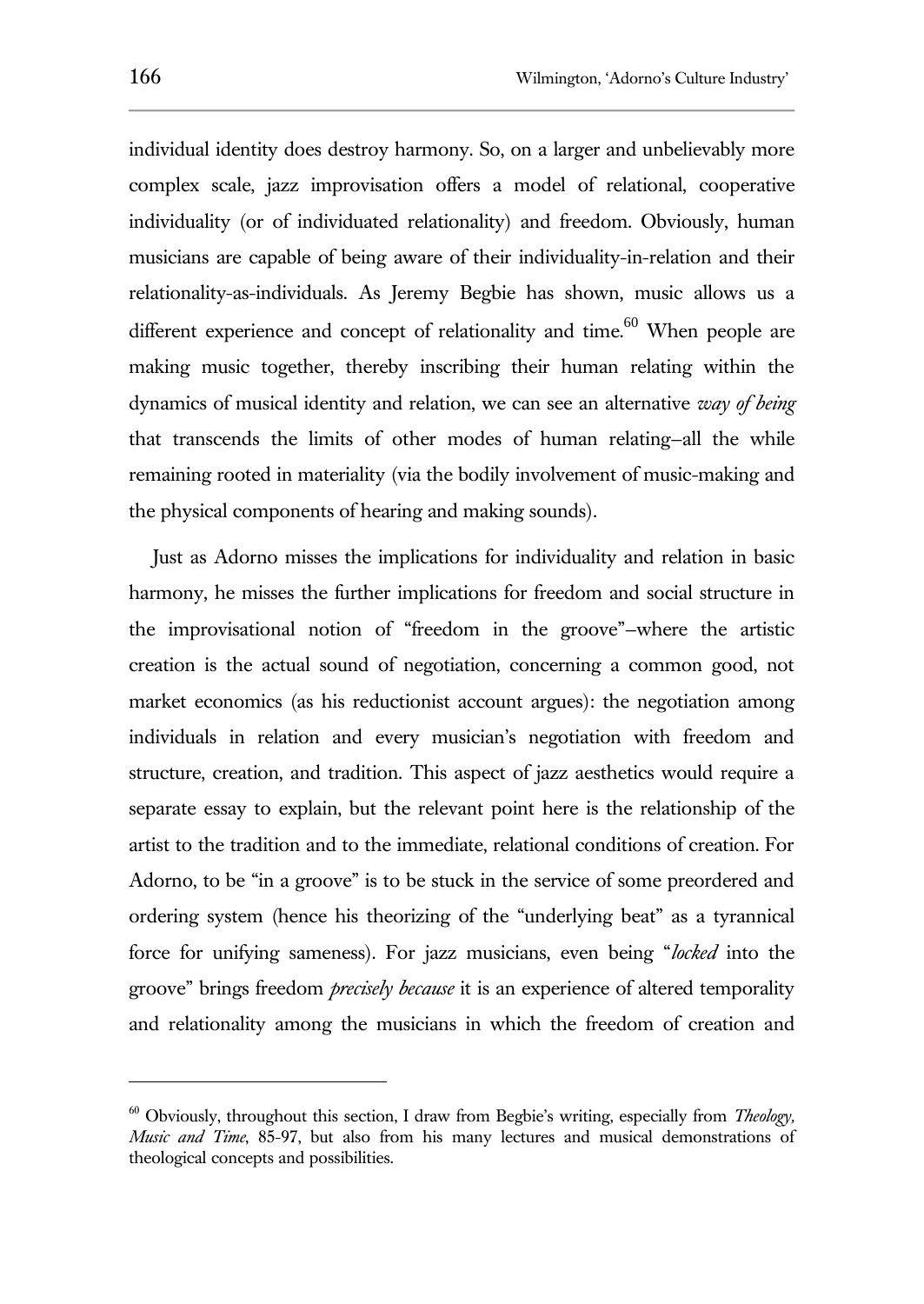individual identity does destroy harmony. So, on a larger and unbelievably more complex scale, jazz improvisation offers a model of relational, cooperative individuality (or of individuated relationality) and freedom. Obviously, human musicians are capable of being aware of their individuality-in-relation and their relationality-as-individuals. As Jeremy Begbie has shown, music allows us a different experience and concept of relationality and time.[60] When people are making music together, thereby inscribing their human relating within the dynamics of musical identity and relation, we can see an alternative *way of being* that transcends the limits of other modes of human relating–all the while remaining rooted in materiality (via the bodily involvement of music-making and the physical components of hearing and making sounds).

Just as Adorno misses the implications for individuality and relation in basic harmony, he misses the further implications for freedom and social structure in the improvisational notion of "freedom in the groove"–where the artistic creation is the actual sound of negotiation, concerning a common good, not market economics (as his reductionist account argues): the negotiation among individuals in relation and every musician's negotiation with freedom and structure, creation, and tradition. This aspect of jazz aesthetics would require a separate essay to explain, but the relevant point here is the relationship of the artist to the tradition and to the immediate, relational conditions of creation. For Adorno, to be "in a groove" is to be stuck in the service of some preordered and ordering system (hence his theorizing of the "underlying beat" as a tyrannical force for unifying sameness). For jazz musicians, even being "*locked* into the groove" brings freedom *precisely because* it is an experience of altered temporality and relationality among the musicians in which the freedom of creation and

---

[60] Obviously, throughout this section, I draw from Begbie's writing, especially from *Theology, Music and Time*, 85-97, but also from his many lectures and musical demonstrations of theological concepts and possibilities.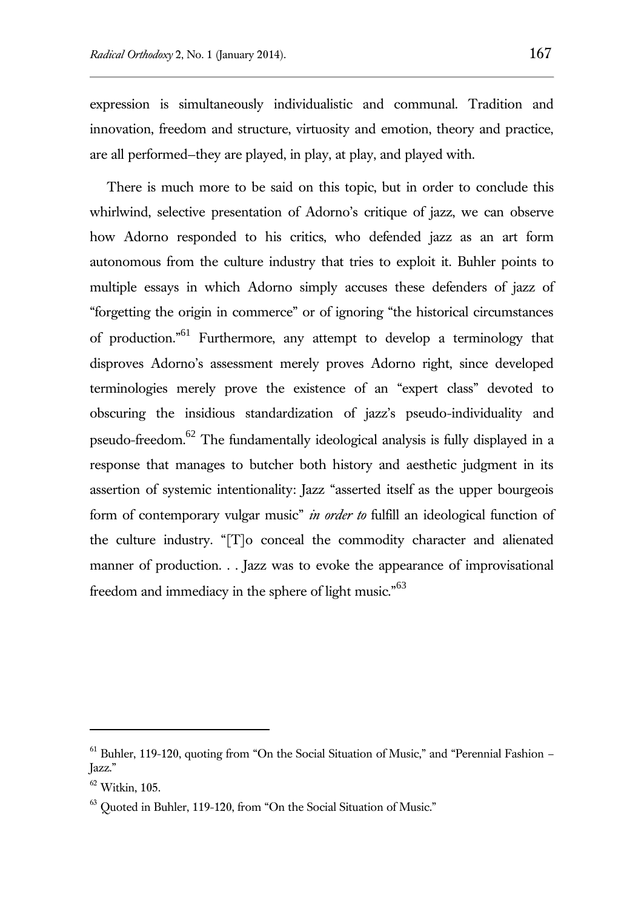expression is simultaneously individualistic and communal. Tradition and innovation, freedom and structure, virtuosity and emotion, theory and practice, are all performed–they are played, in play, at play, and played with.

There is much more to be said on this topic, but in order to conclude this whirlwind, selective presentation of Adorno's critique of jazz, we can observe how Adorno responded to his critics, who defended jazz as an art form autonomous from the culture industry that tries to exploit it. Buhler points to multiple essays in which Adorno simply accuses these defenders of jazz of "forgetting the origin in commerce" or of ignoring "the historical circumstances of production."[61] Furthermore, any attempt to develop a terminology that disproves Adorno's assessment merely proves Adorno right, since developed terminologies merely prove the existence of an "expert class" devoted to obscuring the insidious standardization of jazz's pseudo-individuality and pseudo-freedom.[62] The fundamentally ideological analysis is fully displayed in a response that manages to butcher both history and aesthetic judgment in its assertion of systemic intentionality: Jazz "asserted itself as the upper bourgeois form of contemporary vulgar music" *in order to* fulfill an ideological function of the culture industry. "[T]o conceal the commodity character and alienated manner of production. . . Jazz was to evoke the appearance of improvisational freedom and immediacy in the sphere of light music."[63]

---

[61] Buhler, 119-120, quoting from "On the Social Situation of Music," and "Perennial Fashion – Jazz."

[62] Witkin, 105.

[63] Quoted in Buhler, 119-120, from "On the Social Situation of Music."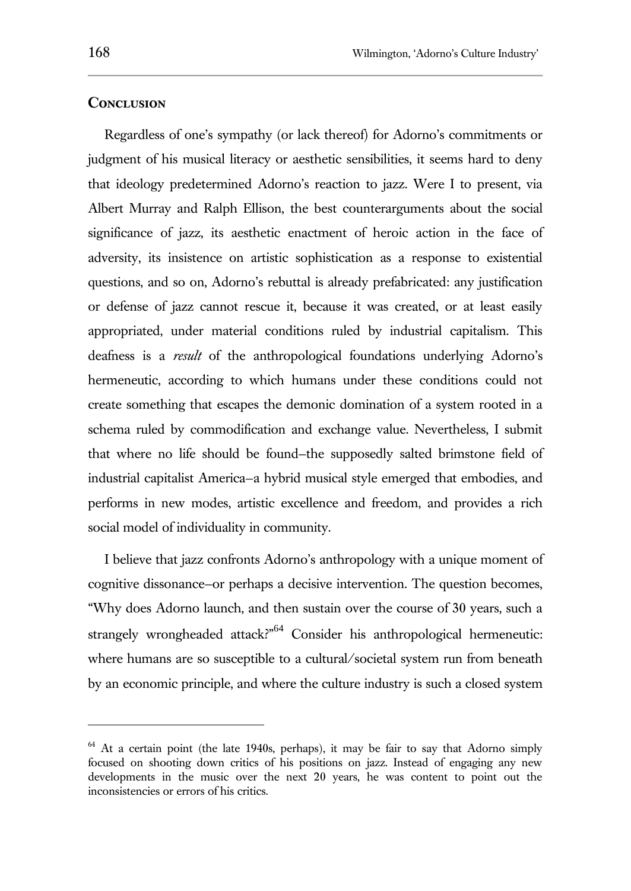## Conclusion

Regardless of one's sympathy (or lack thereof) for Adorno's commitments or judgment of his musical literacy or aesthetic sensibilities, it seems hard to deny that ideology predetermined Adorno's reaction to jazz. Were I to present, via Albert Murray and Ralph Ellison, the best counterarguments about the social significance of jazz, its aesthetic enactment of heroic action in the face of adversity, its insistence on artistic sophistication as a response to existential questions, and so on, Adorno's rebuttal is already prefabricated: any justification or defense of jazz cannot rescue it, because it was created, or at least easily appropriated, under material conditions ruled by industrial capitalism. This deafness is a *result* of the anthropological foundations underlying Adorno's hermeneutic, according to which humans under these conditions could not create something that escapes the demonic domination of a system rooted in a schema ruled by commodification and exchange value. Nevertheless, I submit that where no life should be found–the supposedly salted brimstone field of industrial capitalist America–a hybrid musical style emerged that embodies, and performs in new modes, artistic excellence and freedom, and provides a rich social model of individuality in community.

I believe that jazz confronts Adorno's anthropology with a unique moment of cognitive dissonance–or perhaps a decisive intervention. The question becomes, "Why does Adorno launch, and then sustain over the course of 30 years, such a strangely wrongheaded attack?"[64] Consider his anthropological hermeneutic: where humans are so susceptible to a cultural/societal system run from beneath by an economic principle, and where the culture industry is such a closed system

[64] At a certain point (the late 1940s, perhaps), it may be fair to say that Adorno simply focused on shooting down critics of his positions on jazz. Instead of engaging any new developments in the music over the next 20 years, he was content to point out the inconsistencies or errors of his critics.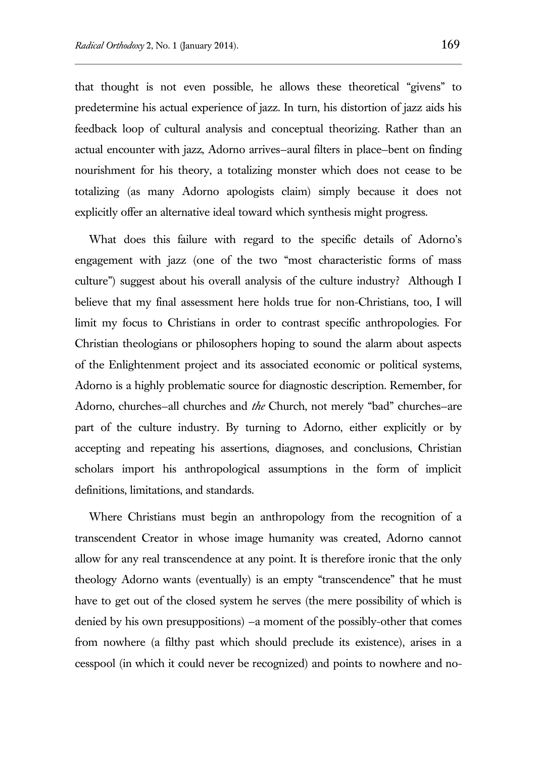that thought is not even possible, he allows these theoretical "givens" to predetermine his actual experience of jazz. In turn, his distortion of jazz aids his feedback loop of cultural analysis and conceptual theorizing. Rather than an actual encounter with jazz, Adorno arrives–aural filters in place–bent on finding nourishment for his theory, a totalizing monster which does not cease to be totalizing (as many Adorno apologists claim) simply because it does not explicitly offer an alternative ideal toward which synthesis might progress.

What does this failure with regard to the specific details of Adorno's engagement with jazz (one of the two "most characteristic forms of mass culture") suggest about his overall analysis of the culture industry? Although I believe that my final assessment here holds true for non-Christians, too, I will limit my focus to Christians in order to contrast specific anthropologies. For Christian theologians or philosophers hoping to sound the alarm about aspects of the Enlightenment project and its associated economic or political systems, Adorno is a highly problematic source for diagnostic description. Remember, for Adorno, churches–all churches and *the* Church, not merely "bad" churches–are part of the culture industry. By turning to Adorno, either explicitly or by accepting and repeating his assertions, diagnoses, and conclusions, Christian scholars import his anthropological assumptions in the form of implicit definitions, limitations, and standards.

Where Christians must begin an anthropology from the recognition of a transcendent Creator in whose image humanity was created, Adorno cannot allow for any real transcendence at any point. It is therefore ironic that the only theology Adorno wants (eventually) is an empty "transcendence" that he must have to get out of the closed system he serves (the mere possibility of which is denied by his own presuppositions) –a moment of the possibly-other that comes from nowhere (a filthy past which should preclude its existence), arises in a cesspool (in which it could never be recognized) and points to nowhere and no-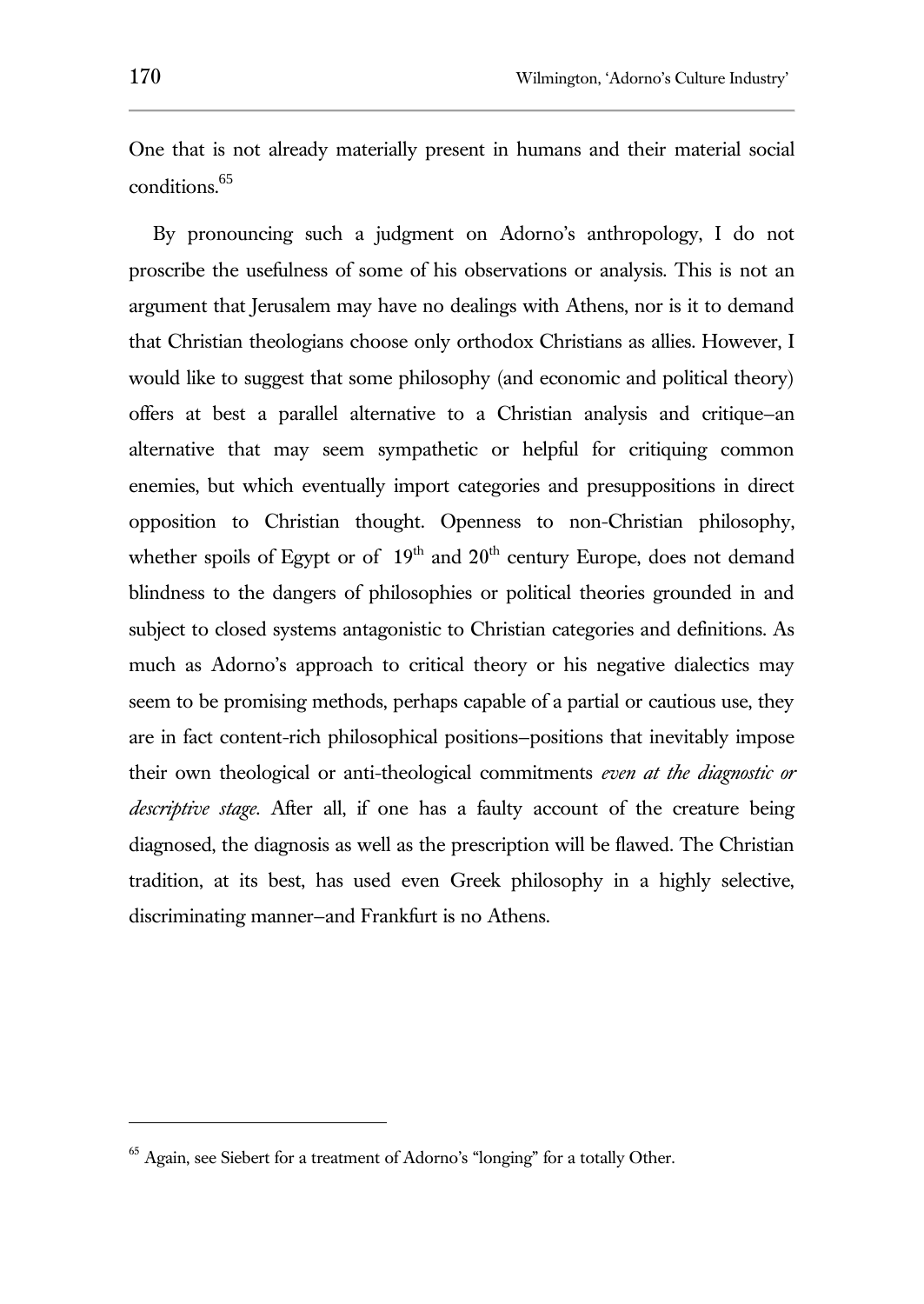One that is not already materially present in humans and their material social conditions.[65]

By pronouncing such a judgment on Adorno's anthropology, I do not proscribe the usefulness of some of his observations or analysis. This is not an argument that Jerusalem may have no dealings with Athens, nor is it to demand that Christian theologians choose only orthodox Christians as allies. However, I would like to suggest that some philosophy (and economic and political theory) offers at best a parallel alternative to a Christian analysis and critique–an alternative that may seem sympathetic or helpful for critiquing common enemies, but which eventually import categories and presuppositions in direct opposition to Christian thought. Openness to non-Christian philosophy, whether spoils of Egypt or of 19th and 20th century Europe, does not demand blindness to the dangers of philosophies or political theories grounded in and subject to closed systems antagonistic to Christian categories and definitions. As much as Adorno's approach to critical theory or his negative dialectics may seem to be promising methods, perhaps capable of a partial or cautious use, they are in fact content-rich philosophical positions–positions that inevitably impose their own theological or anti-theological commitments *even at the diagnostic or descriptive stage*. After all, if one has a faulty account of the creature being diagnosed, the diagnosis as well as the prescription will be flawed. The Christian tradition, at its best, has used even Greek philosophy in a highly selective, discriminating manner–and Frankfurt is no Athens.

---

[65] Again, see Siebert for a treatment of Adorno's "longing" for a totally Other.